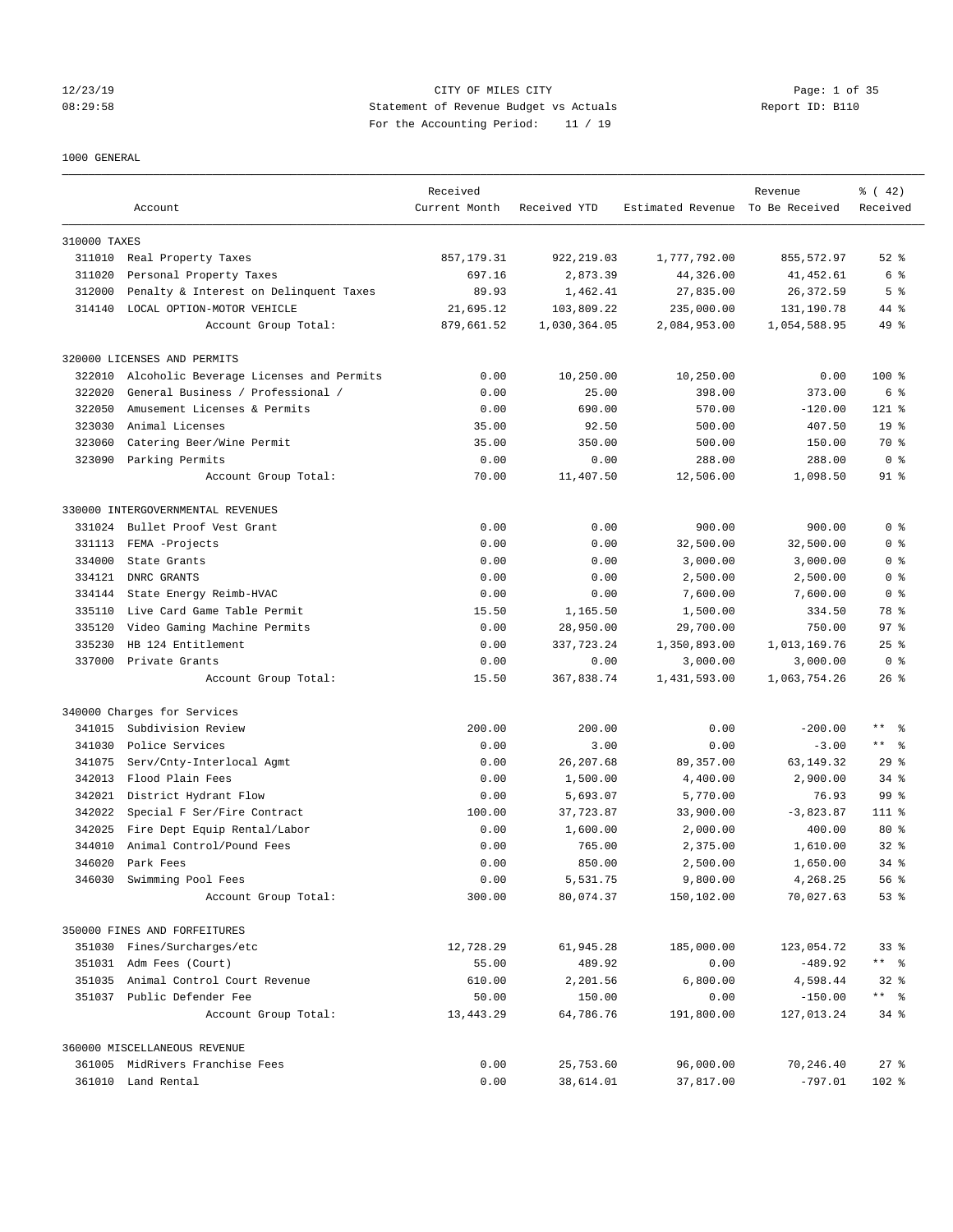CITY OF MILES CITY

Statement of Revenue Budget vs Actuals

For the Accounting Period: 11 / 19

12/23/19 08:29:58 — Report ID: B110

1000 GENERAL

| Account | | Received Current Month | Received YTD | Estimated Revenue | Revenue To Be Received | % ( 42) Received |
|---|---|---|---|---|---|---|
| **310000 TAXES** | | | | | | |
| 311010 | Real Property Taxes | 857,179.31 | 922,219.03 | 1,777,792.00 | 855,572.97 | 52 % |
| 311020 | Personal Property Taxes | 697.16 | 2,873.39 | 44,326.00 | 41,452.61 | 6 % |
| 312000 | Penalty & Interest on Delinquent Taxes | 89.93 | 1,462.41 | 27,835.00 | 26,372.59 | 5 % |
| 314140 | LOCAL OPTION-MOTOR VEHICLE | 21,695.12 | 103,809.22 | 235,000.00 | 131,190.78 | 44 % |
| | Account Group Total: | 879,661.52 | 1,030,364.05 | 2,084,953.00 | 1,054,588.95 | 49 % |
| **320000 LICENSES AND PERMITS** | | | | | | |
| 322010 | Alcoholic Beverage Licenses and Permits | 0.00 | 10,250.00 | 10,250.00 | 0.00 | 100 % |
| 322020 | General Business / Professional / | 0.00 | 25.00 | 398.00 | 373.00 | 6 % |
| 322050 | Amusement Licenses & Permits | 0.00 | 690.00 | 570.00 | -120.00 | 121 % |
| 323030 | Animal Licenses | 35.00 | 92.50 | 500.00 | 407.50 | 19 % |
| 323060 | Catering Beer/Wine Permit | 35.00 | 350.00 | 500.00 | 150.00 | 70 % |
| 323090 | Parking Permits | 0.00 | 0.00 | 288.00 | 288.00 | 0 % |
| | Account Group Total: | 70.00 | 11,407.50 | 12,506.00 | 1,098.50 | 91 % |
| **330000 INTERGOVERNMENTAL REVENUES** | | | | | | |
| 331024 | Bullet Proof Vest Grant | 0.00 | 0.00 | 900.00 | 900.00 | 0 % |
| 331113 | FEMA -Projects | 0.00 | 0.00 | 32,500.00 | 32,500.00 | 0 % |
| 334000 | State Grants | 0.00 | 0.00 | 3,000.00 | 3,000.00 | 0 % |
| 334121 | DNRC GRANTS | 0.00 | 0.00 | 2,500.00 | 2,500.00 | 0 % |
| 334144 | State Energy Reimb-HVAC | 0.00 | 0.00 | 7,600.00 | 7,600.00 | 0 % |
| 335110 | Live Card Game Table Permit | 15.50 | 1,165.50 | 1,500.00 | 334.50 | 78 % |
| 335120 | Video Gaming Machine Permits | 0.00 | 28,950.00 | 29,700.00 | 750.00 | 97 % |
| 335230 | HB 124 Entitlement | 0.00 | 337,723.24 | 1,350,893.00 | 1,013,169.76 | 25 % |
| 337000 | Private Grants | 0.00 | 0.00 | 3,000.00 | 3,000.00 | 0 % |
| | Account Group Total: | 15.50 | 367,838.74 | 1,431,593.00 | 1,063,754.26 | 26 % |
| **340000 Charges for Services** | | | | | | |
| 341015 | Subdivision Review | 200.00 | 200.00 | 0.00 | -200.00 | ** % |
| 341030 | Police Services | 0.00 | 3.00 | 0.00 | -3.00 | ** % |
| 341075 | Serv/Cnty-Interlocal Agmt | 0.00 | 26,207.68 | 89,357.00 | 63,149.32 | 29 % |
| 342013 | Flood Plain Fees | 0.00 | 1,500.00 | 4,400.00 | 2,900.00 | 34 % |
| 342021 | District Hydrant Flow | 0.00 | 5,693.07 | 5,770.00 | 76.93 | 99 % |
| 342022 | Special F Ser/Fire Contract | 100.00 | 37,723.87 | 33,900.00 | -3,823.87 | 111 % |
| 342025 | Fire Dept Equip Rental/Labor | 0.00 | 1,600.00 | 2,000.00 | 400.00 | 80 % |
| 344010 | Animal Control/Pound Fees | 0.00 | 765.00 | 2,375.00 | 1,610.00 | 32 % |
| 346020 | Park Fees | 0.00 | 850.00 | 2,500.00 | 1,650.00 | 34 % |
| 346030 | Swimming Pool Fees | 0.00 | 5,531.75 | 9,800.00 | 4,268.25 | 56 % |
| | Account Group Total: | 300.00 | 80,074.37 | 150,102.00 | 70,027.63 | 53 % |
| **350000 FINES AND FORFEITURES** | | | | | | |
| 351030 | Fines/Surcharges/etc | 12,728.29 | 61,945.28 | 185,000.00 | 123,054.72 | 33 % |
| 351031 | Adm Fees (Court) | 55.00 | 489.92 | 0.00 | -489.92 | ** % |
| 351035 | Animal Control Court Revenue | 610.00 | 2,201.56 | 6,800.00 | 4,598.44 | 32 % |
| 351037 | Public Defender Fee | 50.00 | 150.00 | 0.00 | -150.00 | ** % |
| | Account Group Total: | 13,443.29 | 64,786.76 | 191,800.00 | 127,013.24 | 34 % |
| **360000 MISCELLANEOUS REVENUE** | | | | | | |
| 361005 | MidRivers Franchise Fees | 0.00 | 25,753.60 | 96,000.00 | 70,246.40 | 27 % |
| 361010 | Land Rental | 0.00 | 38,614.01 | 37,817.00 | -797.01 | 102 % |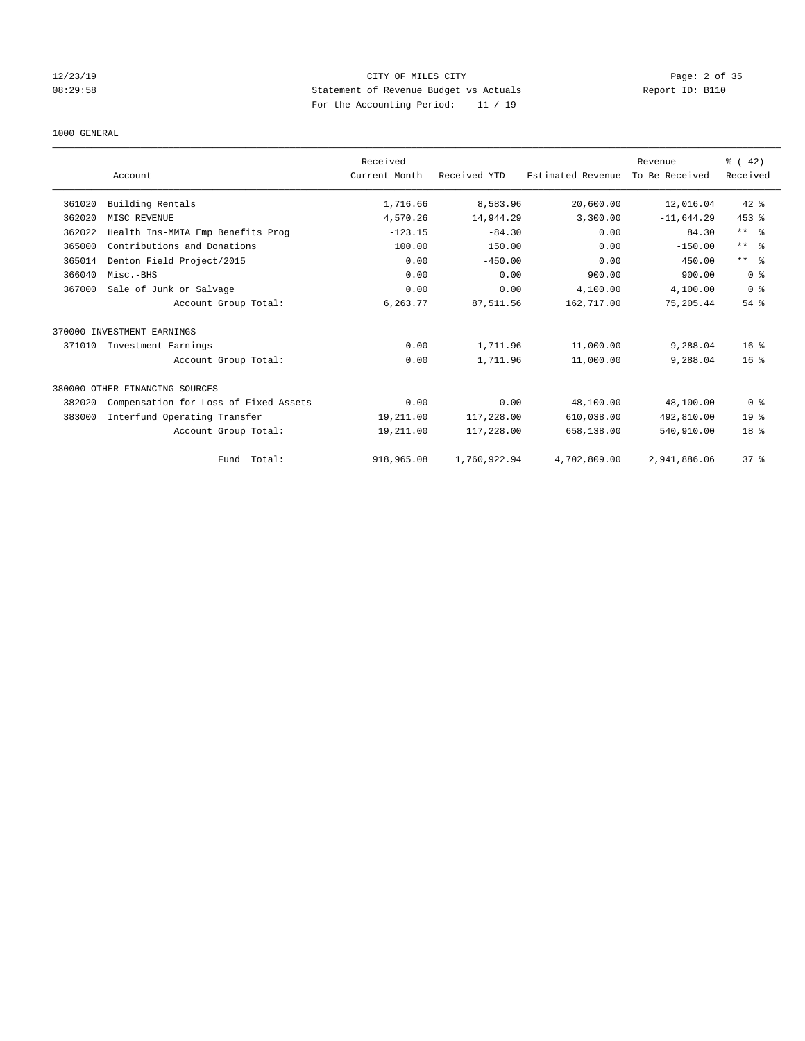CITY OF MILES CITY
Statement of Revenue Budget vs Actuals
For the Accounting Period: 11 / 19

12/23/19
08:29:58

Report ID: B110

1000 GENERAL

| | Account | Received Current Month | Received YTD | Estimated Revenue | Revenue To Be Received | % ( 42) Received |
|---|---|---|---|---|---|---|
| 361020 | Building Rentals | 1,716.66 | 8,583.96 | 20,600.00 | 12,016.04 | 42 % |
| 362020 | MISC REVENUE | 4,570.26 | 14,944.29 | 3,300.00 | -11,644.29 | 453 % |
| 362022 | Health Ins-MMIA Emp Benefits Prog | -123.15 | -84.30 | 0.00 | 84.30 | ** % |
| 365000 | Contributions and Donations | 100.00 | 150.00 | 0.00 | -150.00 | ** % |
| 365014 | Denton Field Project/2015 | 0.00 | -450.00 | 0.00 | 450.00 | ** % |
| 366040 | Misc.-BHS | 0.00 | 0.00 | 900.00 | 900.00 | 0 % |
| 367000 | Sale of Junk or Salvage | 0.00 | 0.00 | 4,100.00 | 4,100.00 | 0 % |
| | Account Group Total: | 6,263.77 | 87,511.56 | 162,717.00 | 75,205.44 | 54 % |
| 370000 INVESTMENT EARNINGS | | | | | | |
| 371010 | Investment Earnings | 0.00 | 1,711.96 | 11,000.00 | 9,288.04 | 16 % |
| | Account Group Total: | 0.00 | 1,711.96 | 11,000.00 | 9,288.04 | 16 % |
| 380000 OTHER FINANCING SOURCES | | | | | | |
| 382020 | Compensation for Loss of Fixed Assets | 0.00 | 0.00 | 48,100.00 | 48,100.00 | 0 % |
| 383000 | Interfund Operating Transfer | 19,211.00 | 117,228.00 | 610,038.00 | 492,810.00 | 19 % |
| | Account Group Total: | 19,211.00 | 117,228.00 | 658,138.00 | 540,910.00 | 18 % |
| | Fund Total: | 918,965.08 | 1,760,922.94 | 4,702,809.00 | 2,941,886.06 | 37 % |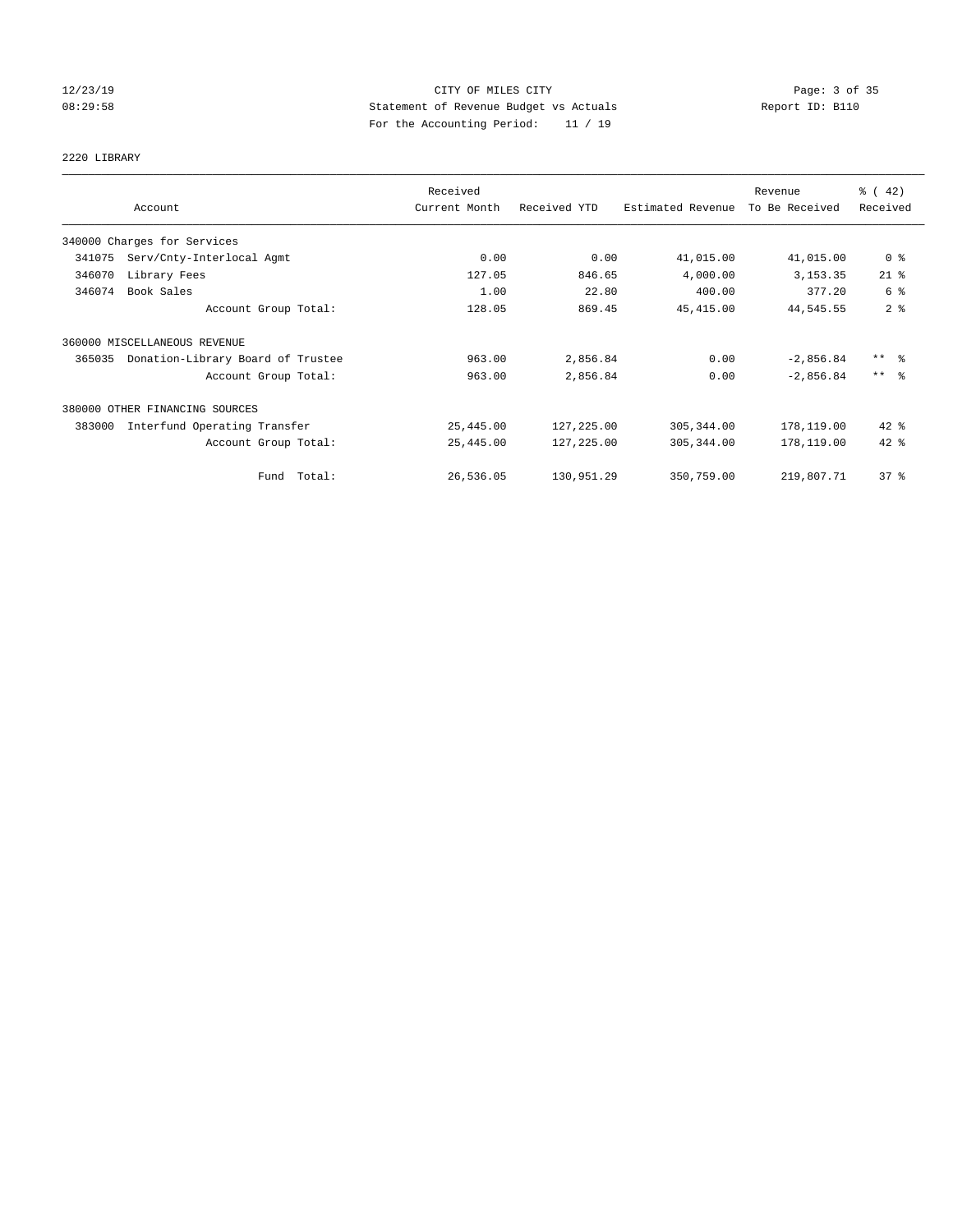CITY OF MILES CITY
Statement of Revenue Budget vs Actuals
For the Accounting Period: 11 / 19

12/23/19
08:29:58

Report ID: B110

## 2220 LIBRARY

| Account | Received Current Month | Received YTD | Estimated Revenue | Revenue To Be Received | % ( 42) Received |
|---|---|---|---|---|---|
| **340000 Charges for Services** | | | | | |
| 341075 Serv/Cnty-Interlocal Agmt | 0.00 | 0.00 | 41,015.00 | 41,015.00 | 0 % |
| 346070 Library Fees | 127.05 | 846.65 | 4,000.00 | 3,153.35 | 21 % |
| 346074 Book Sales | 1.00 | 22.80 | 400.00 | 377.20 | 6 % |
| Account Group Total: | 128.05 | 869.45 | 45,415.00 | 44,545.55 | 2 % |
| **360000 MISCELLANEOUS REVENUE** | | | | | |
| 365035 Donation-Library Board of Trustee | 963.00 | 2,856.84 | 0.00 | -2,856.84 | ** % |
| Account Group Total: | 963.00 | 2,856.84 | 0.00 | -2,856.84 | ** % |
| **380000 OTHER FINANCING SOURCES** | | | | | |
| 383000 Interfund Operating Transfer | 25,445.00 | 127,225.00 | 305,344.00 | 178,119.00 | 42 % |
| Account Group Total: | 25,445.00 | 127,225.00 | 305,344.00 | 178,119.00 | 42 % |
| Fund Total: | 26,536.05 | 130,951.29 | 350,759.00 | 219,807.71 | 37 % |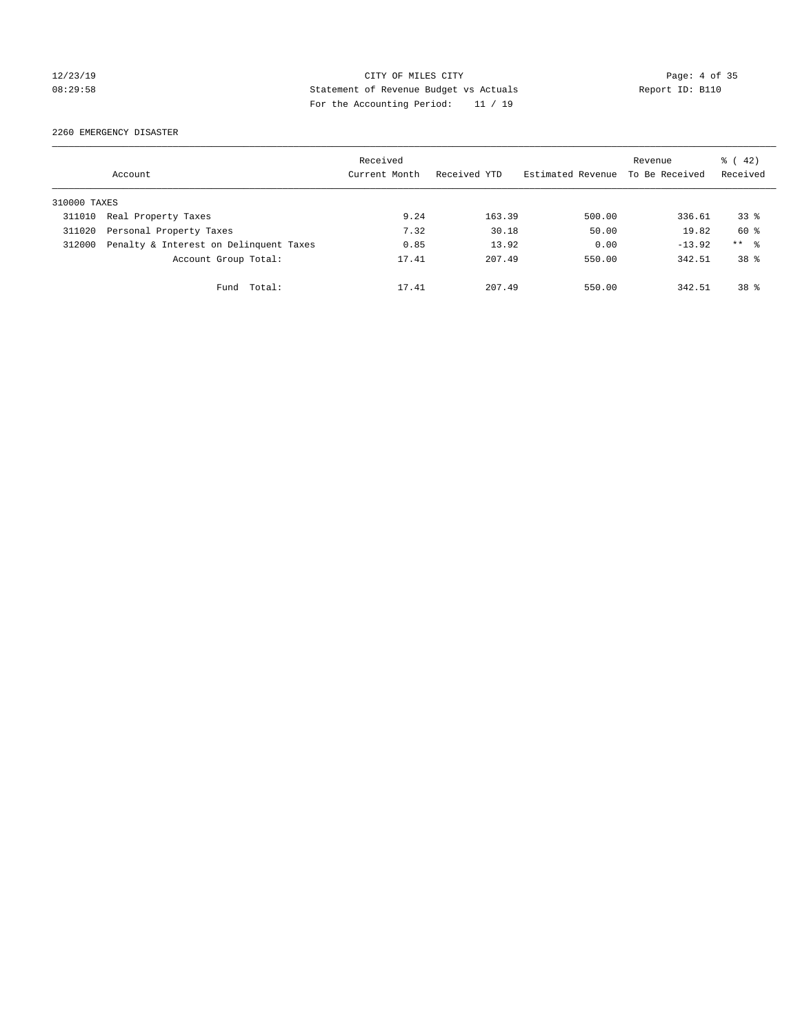## 2260 EMERGENCY DISASTER

| Account | | Received Current Month | Received YTD | Estimated Revenue | Revenue To Be Received | % ( 42) Received |
|---|---|---|---|---|---|---|
| 310000 TAXES | | | | | | |
| 311010 | Real Property Taxes | 9.24 | 163.39 | 500.00 | 336.61 | 33 % |
| 311020 | Personal Property Taxes | 7.32 | 30.18 | 50.00 | 19.82 | 60 % |
| 312000 | Penalty & Interest on Delinquent Taxes | 0.85 | 13.92 | 0.00 | -13.92 | ** % |
| | Account Group Total: | 17.41 | 207.49 | 550.00 | 342.51 | 38 % |
| | Fund Total: | 17.41 | 207.49 | 550.00 | 342.51 | 38 % |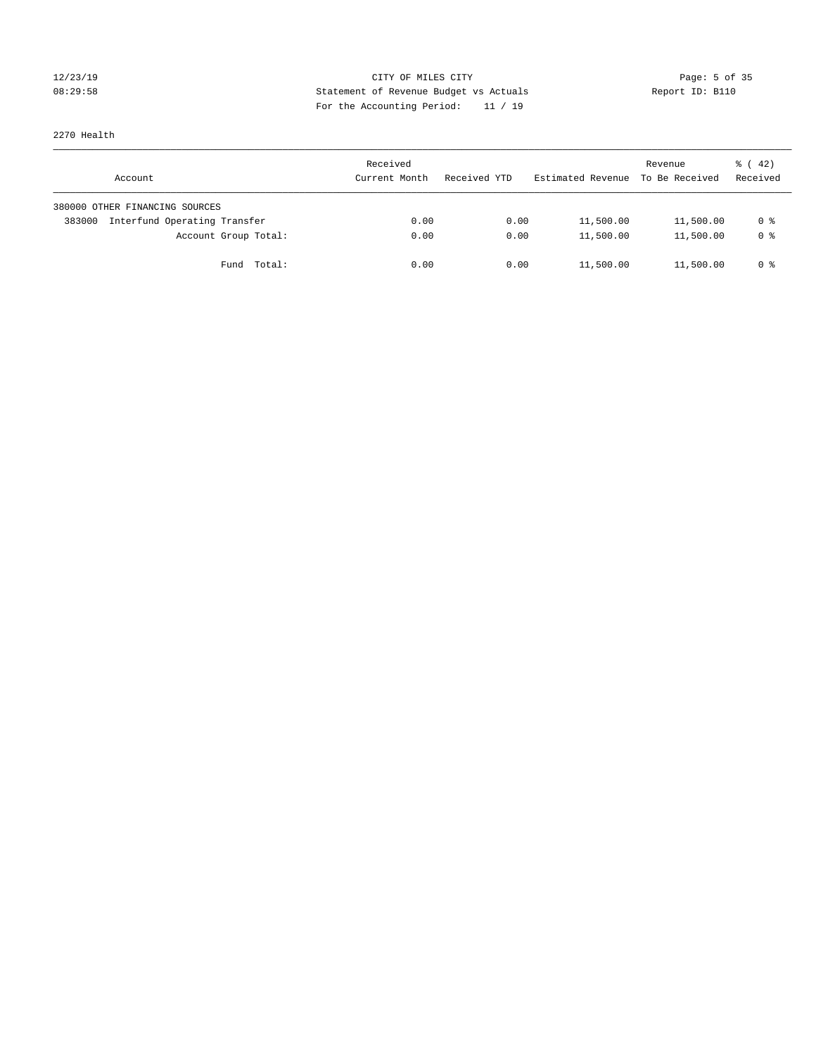12/23/19 CITY OF MILES CITY
08:29:58 Statement of Revenue Budget vs Actuals Report ID: B110
For the Accounting Period: 11 / 19

2270 Health

| Account | Received Current Month | Received YTD | Estimated Revenue | Revenue To Be Received | % ( 42) Received |
|---|---|---|---|---|---|
| 380000 OTHER FINANCING SOURCES | | | | | |
| 383000 Interfund Operating Transfer | 0.00 | 0.00 | 11,500.00 | 11,500.00 | 0 % |
| Account Group Total: | 0.00 | 0.00 | 11,500.00 | 11,500.00 | 0 % |
| Fund Total: | 0.00 | 0.00 | 11,500.00 | 11,500.00 | 0 % |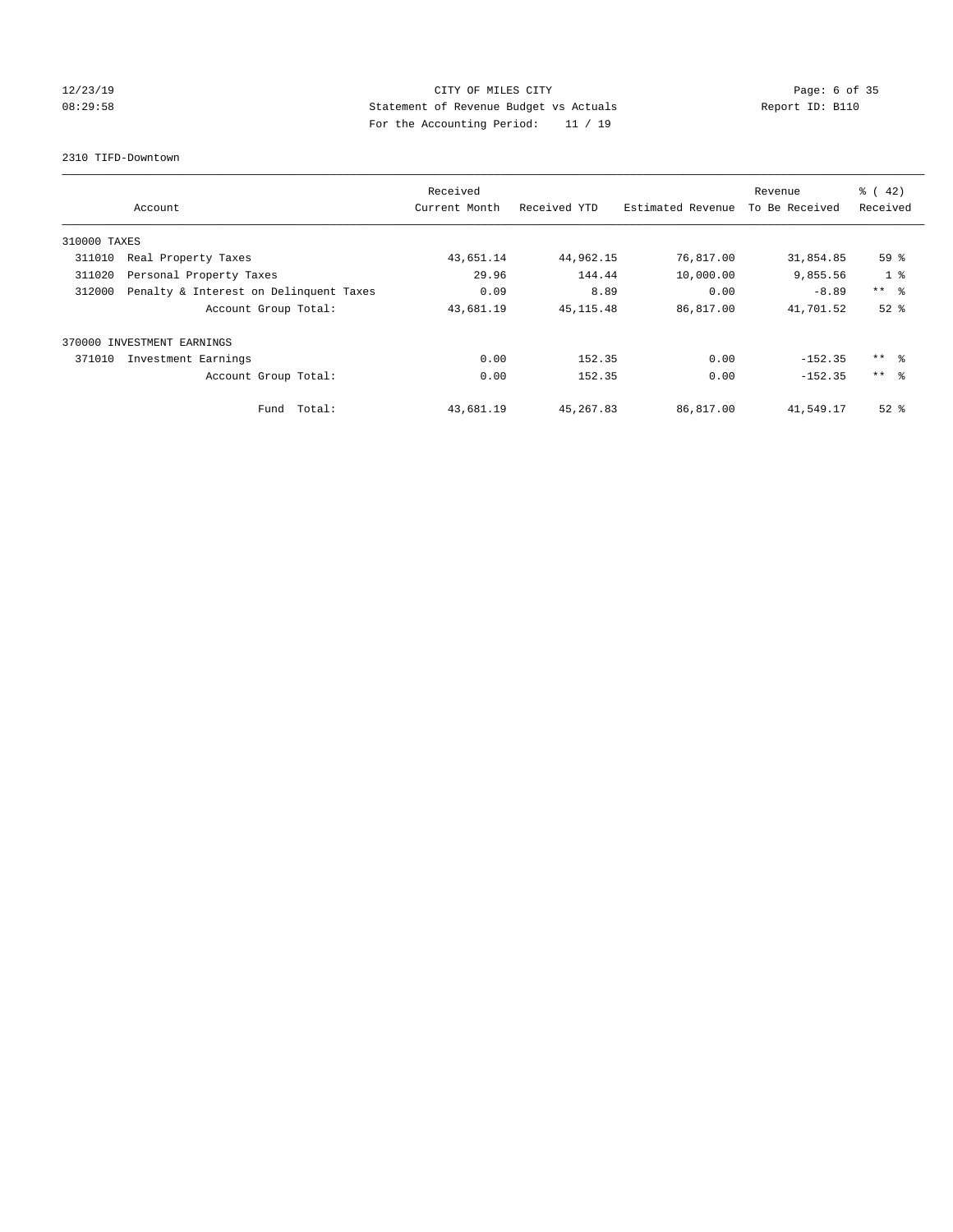CITY OF MILES CITY
Statement of Revenue Budget vs Actuals
For the Accounting Period: 11 / 19

12/23/19
08:29:58

Report ID: B110

2310 TIFD-Downtown

| Account | | Received Current Month | Received YTD | Estimated Revenue | Revenue To Be Received | % ( 42) Received |
|---|---|---|---|---|---|---|
| 310000 TAXES | | | | | | |
| 311010 | Real Property Taxes | 43,651.14 | 44,962.15 | 76,817.00 | 31,854.85 | 59 % |
| 311020 | Personal Property Taxes | 29.96 | 144.44 | 10,000.00 | 9,855.56 | 1 % |
| 312000 | Penalty & Interest on Delinquent Taxes | 0.09 | 8.89 | 0.00 | -8.89 | ** % |
| | Account Group Total: | 43,681.19 | 45,115.48 | 86,817.00 | 41,701.52 | 52 % |
| 370000 INVESTMENT EARNINGS | | | | | | |
| 371010 | Investment Earnings | 0.00 | 152.35 | 0.00 | -152.35 | ** % |
| | Account Group Total: | 0.00 | 152.35 | 0.00 | -152.35 | ** % |
| | Fund Total: | 43,681.19 | 45,267.83 | 86,817.00 | 41,549.17 | 52 % |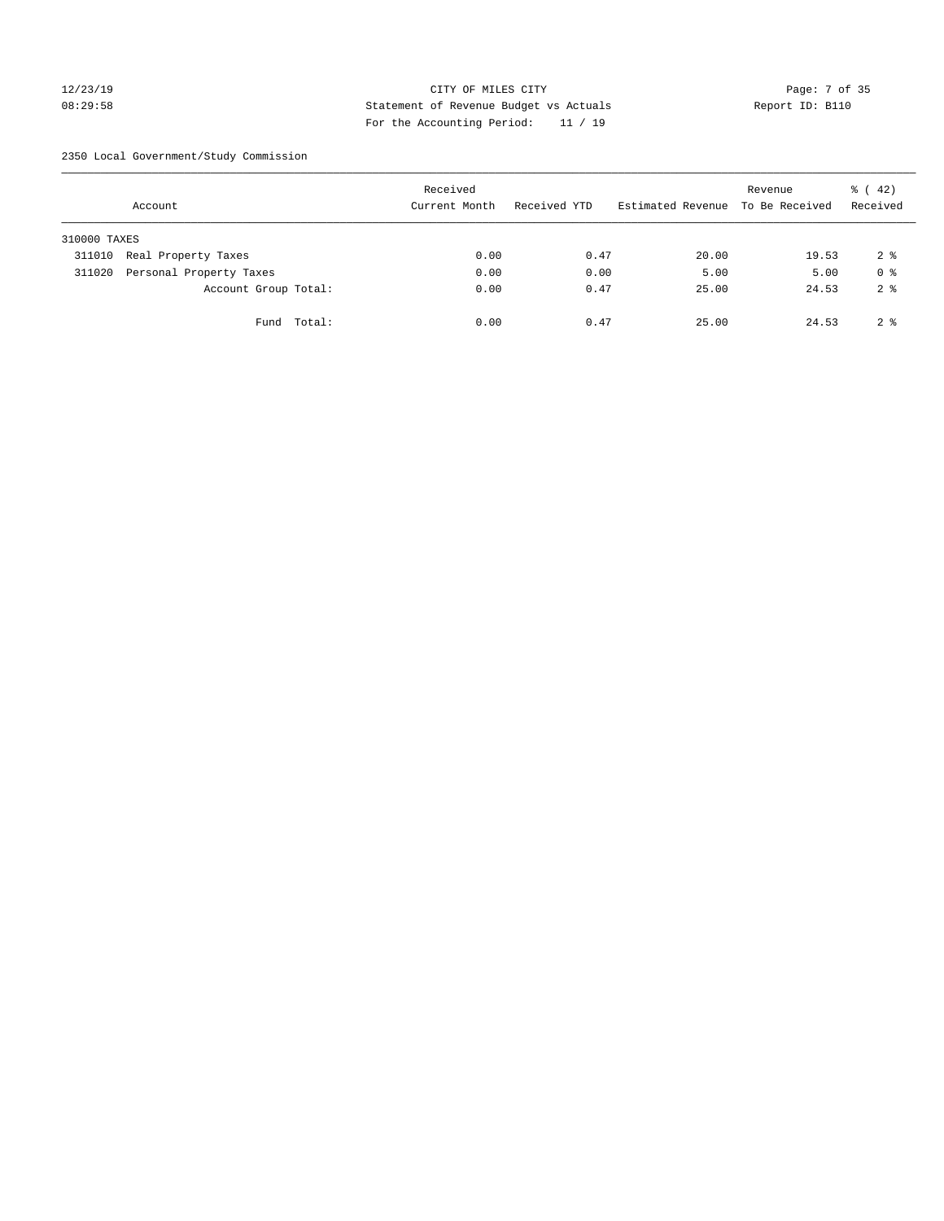CITY OF MILES CITY
Statement of Revenue Budget vs Actuals
For the Accounting Period: 11 / 19

12/23/19
08:29:58

Report ID: B110

2350 Local Government/Study Commission

| Account | Received Current Month | Received YTD | Estimated Revenue | Revenue To Be Received | % ( 42) Received |
|---|---|---|---|---|---|
| 310000 TAXES | | | | | |
| 311010 Real Property Taxes | 0.00 | 0.47 | 20.00 | 19.53 | 2 % |
| 311020 Personal Property Taxes | 0.00 | 0.00 | 5.00 | 5.00 | 0 % |
| Account Group Total: | 0.00 | 0.47 | 25.00 | 24.53 | 2 % |
| Fund Total: | 0.00 | 0.47 | 25.00 | 24.53 | 2 % |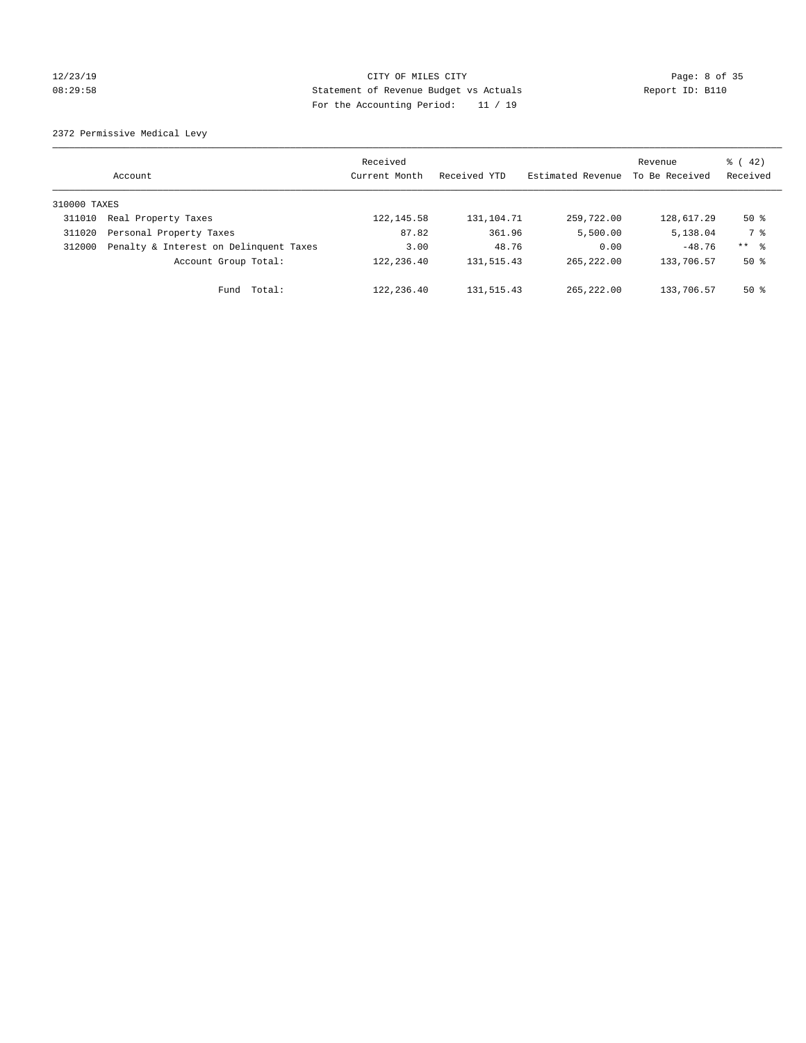12/23/19 CITY OF MILES CITY
08:29:58 Statement of Revenue Budget vs Actuals Report ID: B110
For the Accounting Period: 11 / 19

2372 Permissive Medical Levy

| Account | | Received Current Month | Received YTD | Estimated Revenue | Revenue To Be Received | % ( 42) Received |
|---|---|---|---|---|---|---|
| 310000 TAXES | | | | | | |
| 311010 | Real Property Taxes | 122,145.58 | 131,104.71 | 259,722.00 | 128,617.29 | 50 % |
| 311020 | Personal Property Taxes | 87.82 | 361.96 | 5,500.00 | 5,138.04 | 7 % |
| 312000 | Penalty & Interest on Delinquent Taxes | 3.00 | 48.76 | 0.00 | -48.76 | ** % |
| | Account Group Total: | 122,236.40 | 131,515.43 | 265,222.00 | 133,706.57 | 50 % |
| | Fund Total: | 122,236.40 | 131,515.43 | 265,222.00 | 133,706.57 | 50 % |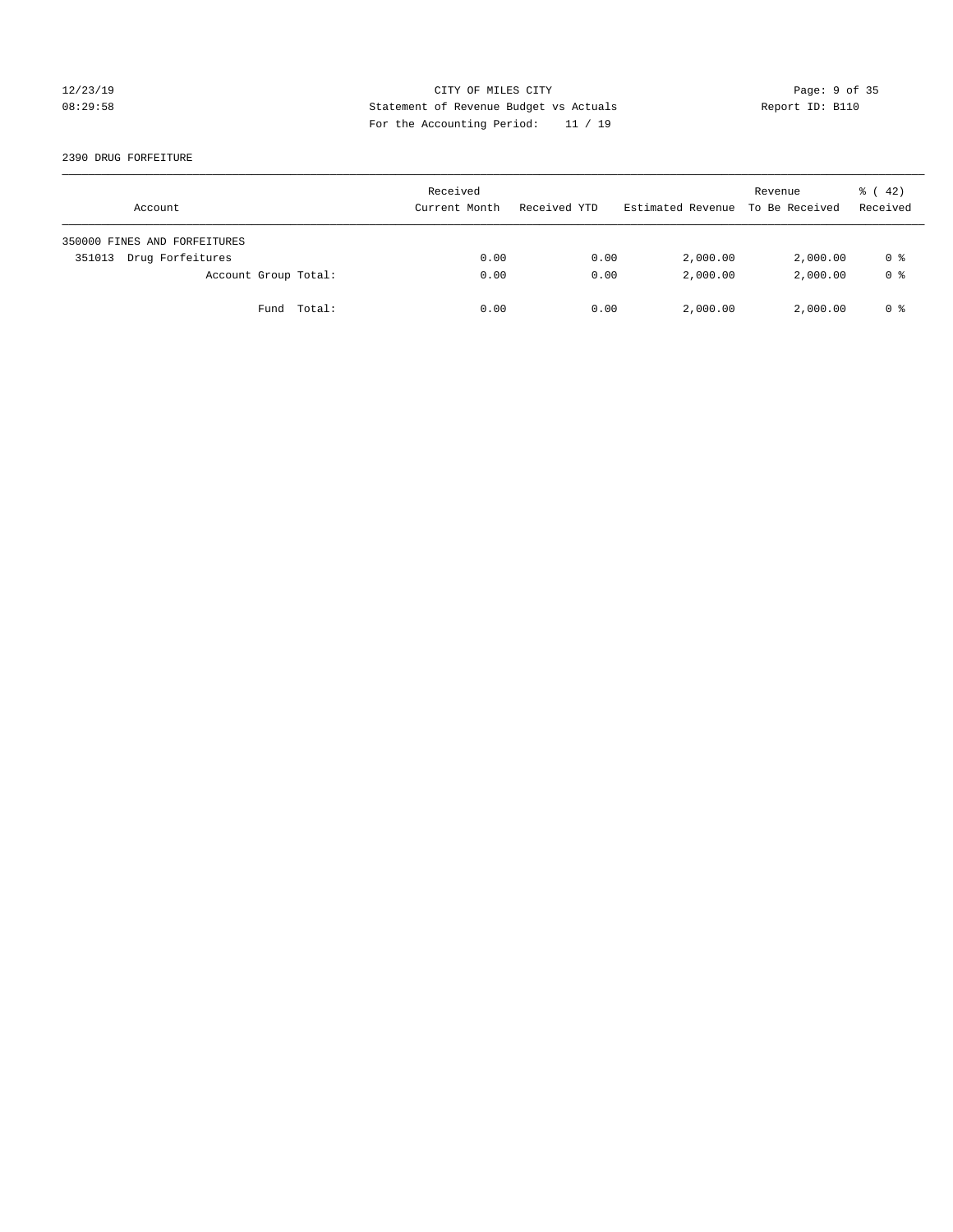12/23/19 CITY OF MILES CITY
08:29:58 Statement of Revenue Budget vs Actuals Report ID: B110
For the Accounting Period: 11 / 19

2390 DRUG FORFEITURE

| Account | Received Current Month | Received YTD | Estimated Revenue | Revenue To Be Received | % ( 42) Received |
|---|---|---|---|---|---|
| 350000 FINES AND FORFEITURES | | | | | |
| 351013 Drug Forfeitures | 0.00 | 0.00 | 2,000.00 | 2,000.00 | 0 % |
| Account Group Total: | 0.00 | 0.00 | 2,000.00 | 2,000.00 | 0 % |
| Fund Total: | 0.00 | 0.00 | 2,000.00 | 2,000.00 | 0 % |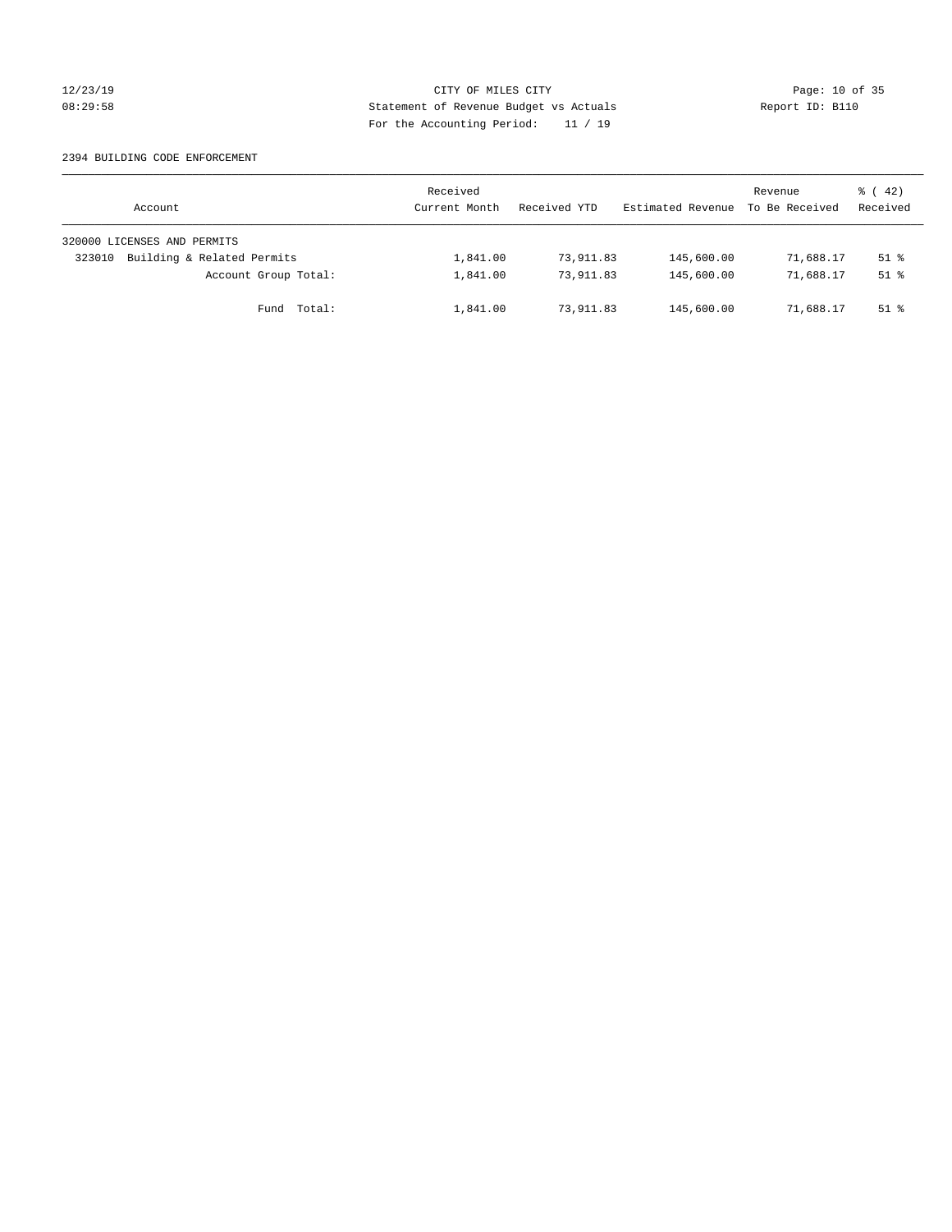CITY OF MILES CITY
Statement of Revenue Budget vs Actuals
For the Accounting Period: 11 / 19

12/23/19
08:29:58

Report ID: B110

2394 BUILDING CODE ENFORCEMENT

| Account | Received Current Month | Received YTD | Estimated Revenue | Revenue To Be Received | % ( 42) Received |
|---|---|---|---|---|---|
| 320000 LICENSES AND PERMITS | | | | | |
| 323010 Building & Related Permits | 1,841.00 | 73,911.83 | 145,600.00 | 71,688.17 | 51 % |
| Account Group Total: | 1,841.00 | 73,911.83 | 145,600.00 | 71,688.17 | 51 % |
| Fund Total: | 1,841.00 | 73,911.83 | 145,600.00 | 71,688.17 | 51 % |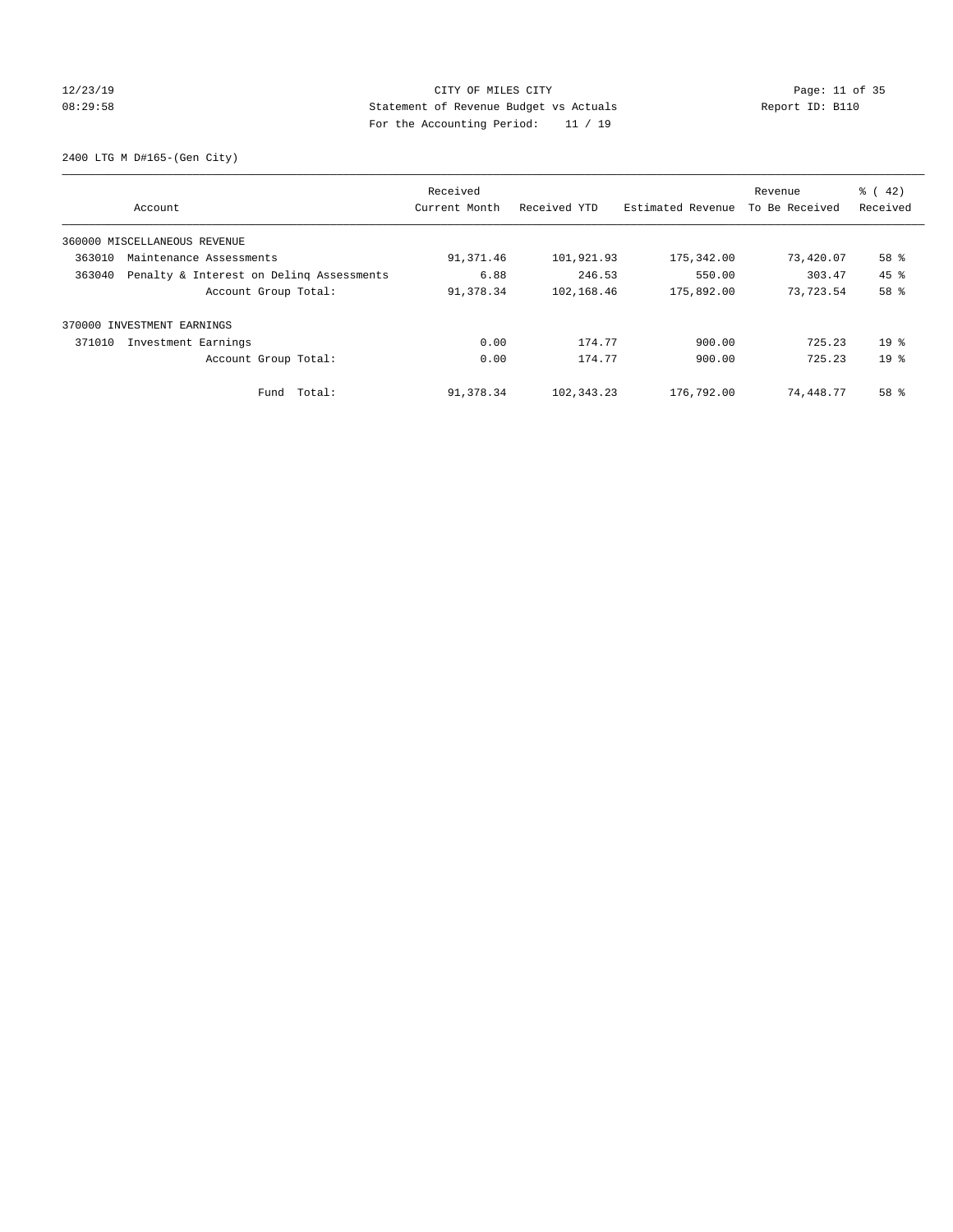CITY OF MILES CITY
Statement of Revenue Budget vs Actuals
For the Accounting Period: 11 / 19

12/23/19
08:29:58

Report ID: B110

2400 LTG M D#165-(Gen City)

| Account | | Received Current Month | Received YTD | Estimated Revenue | Revenue To Be Received | % ( 42) Received |
|---|---|---|---|---|---|---|
| 360000 MISCELLANEOUS REVENUE | | | | | | |
| 363010 | Maintenance Assessments | 91,371.46 | 101,921.93 | 175,342.00 | 73,420.07 | 58 % |
| 363040 | Penalty & Interest on Delinq Assessments | 6.88 | 246.53 | 550.00 | 303.47 | 45 % |
| | Account Group Total: | 91,378.34 | 102,168.46 | 175,892.00 | 73,723.54 | 58 % |
| 370000 INVESTMENT EARNINGS | | | | | | |
| 371010 | Investment Earnings | 0.00 | 174.77 | 900.00 | 725.23 | 19 % |
| | Account Group Total: | 0.00 | 174.77 | 900.00 | 725.23 | 19 % |
| | Fund Total: | 91,378.34 | 102,343.23 | 176,792.00 | 74,448.77 | 58 % |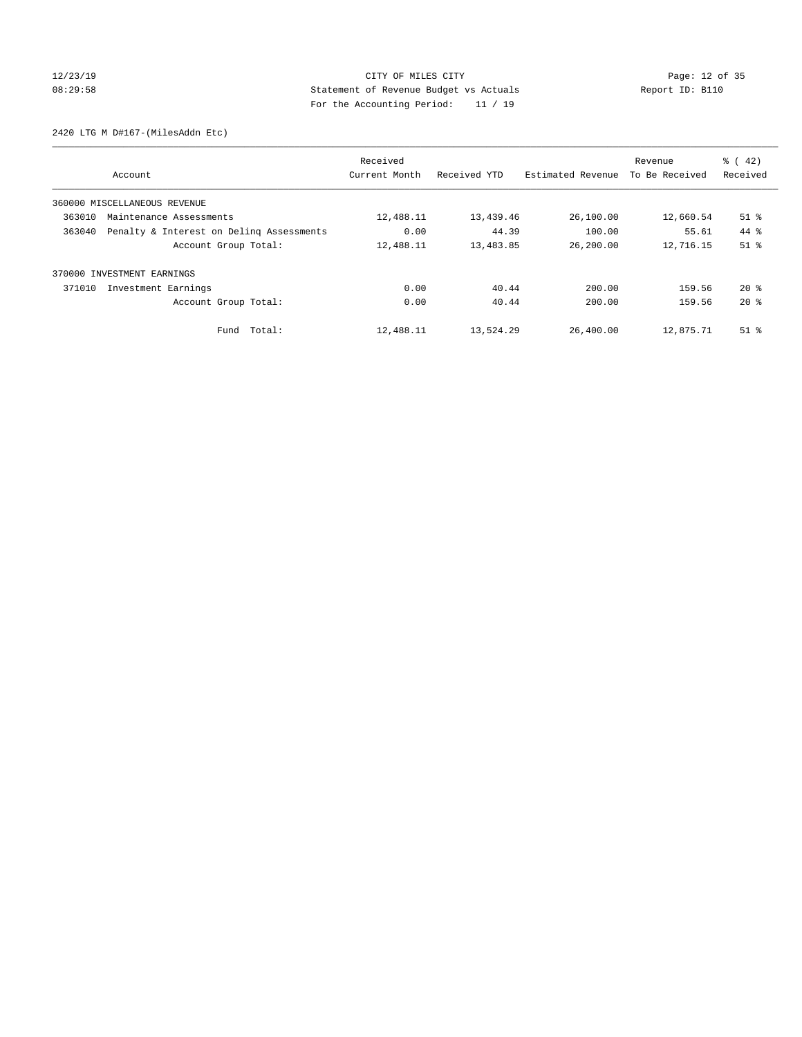CITY OF MILES CITY
Statement of Revenue Budget vs Actuals
For the Accounting Period: 11 / 19

12/23/19
08:29:58

Report ID: B110

2420 LTG M D#167-(MilesAddn Etc)

| Account | Received Current Month | Received YTD | Estimated Revenue | Revenue To Be Received | % ( 42) Received |
|---|---|---|---|---|---|
| 360000 MISCELLANEOUS REVENUE | | | | | |
| 363010 Maintenance Assessments | 12,488.11 | 13,439.46 | 26,100.00 | 12,660.54 | 51 % |
| 363040 Penalty & Interest on Delinq Assessments | 0.00 | 44.39 | 100.00 | 55.61 | 44 % |
| Account Group Total: | 12,488.11 | 13,483.85 | 26,200.00 | 12,716.15 | 51 % |
| 370000 INVESTMENT EARNINGS | | | | | |
| 371010 Investment Earnings | 0.00 | 40.44 | 200.00 | 159.56 | 20 % |
| Account Group Total: | 0.00 | 40.44 | 200.00 | 159.56 | 20 % |
| Fund Total: | 12,488.11 | 13,524.29 | 26,400.00 | 12,875.71 | 51 % |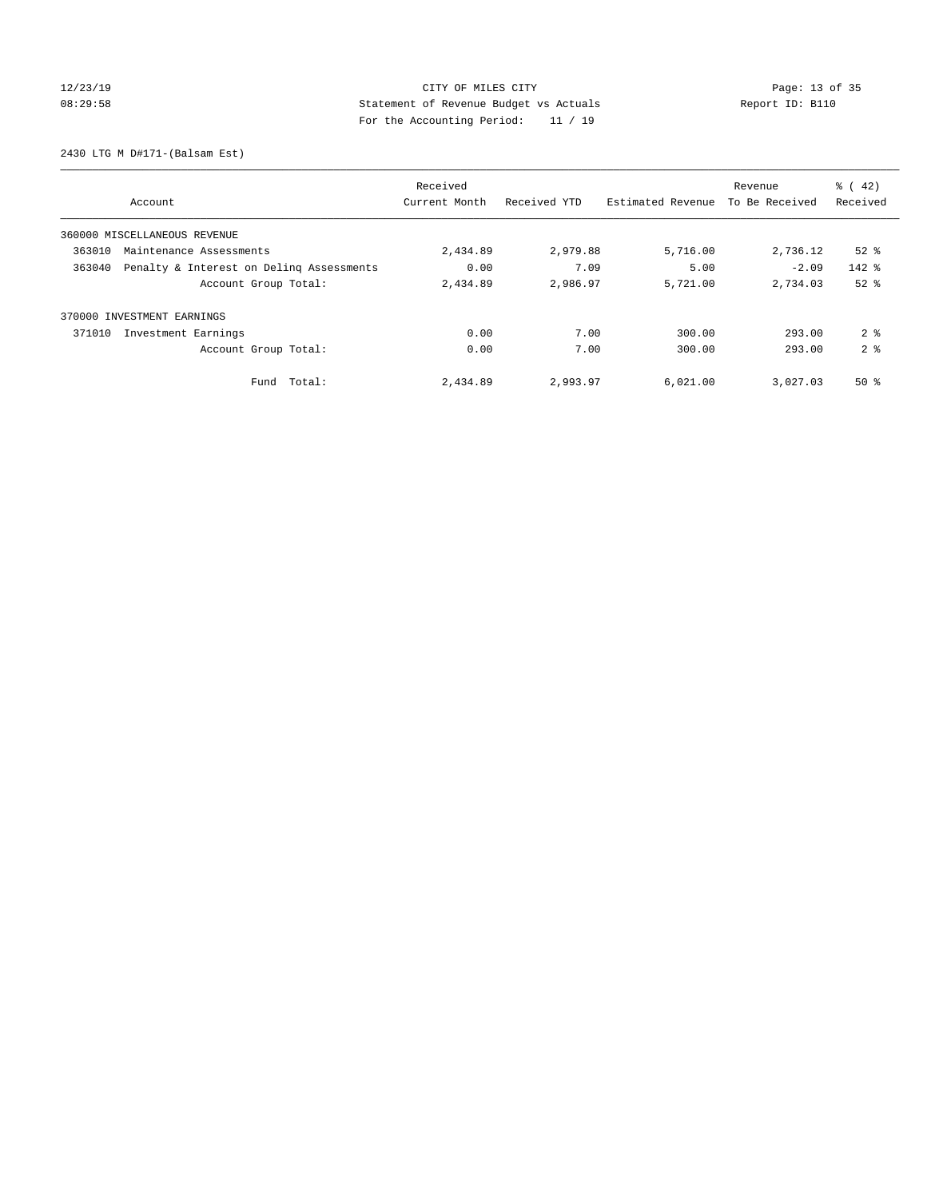12/23/19 CITY OF MILES CITY
08:29:58 Statement of Revenue Budget vs Actuals Report ID: B110
For the Accounting Period: 11 / 19

2430 LTG M D#171-(Balsam Est)

| Account | Received Current Month | Received YTD | Estimated Revenue | Revenue To Be Received | % ( 42) Received |
|---|---|---|---|---|---|
| 360000 MISCELLANEOUS REVENUE | | | | | |
| 363010 Maintenance Assessments | 2,434.89 | 2,979.88 | 5,716.00 | 2,736.12 | 52 % |
| 363040 Penalty & Interest on Delinq Assessments | 0.00 | 7.09 | 5.00 | -2.09 | 142 % |
| Account Group Total: | 2,434.89 | 2,986.97 | 5,721.00 | 2,734.03 | 52 % |
| 370000 INVESTMENT EARNINGS | | | | | |
| 371010 Investment Earnings | 0.00 | 7.00 | 300.00 | 293.00 | 2 % |
| Account Group Total: | 0.00 | 7.00 | 300.00 | 293.00 | 2 % |
| Fund Total: | 2,434.89 | 2,993.97 | 6,021.00 | 3,027.03 | 50 % |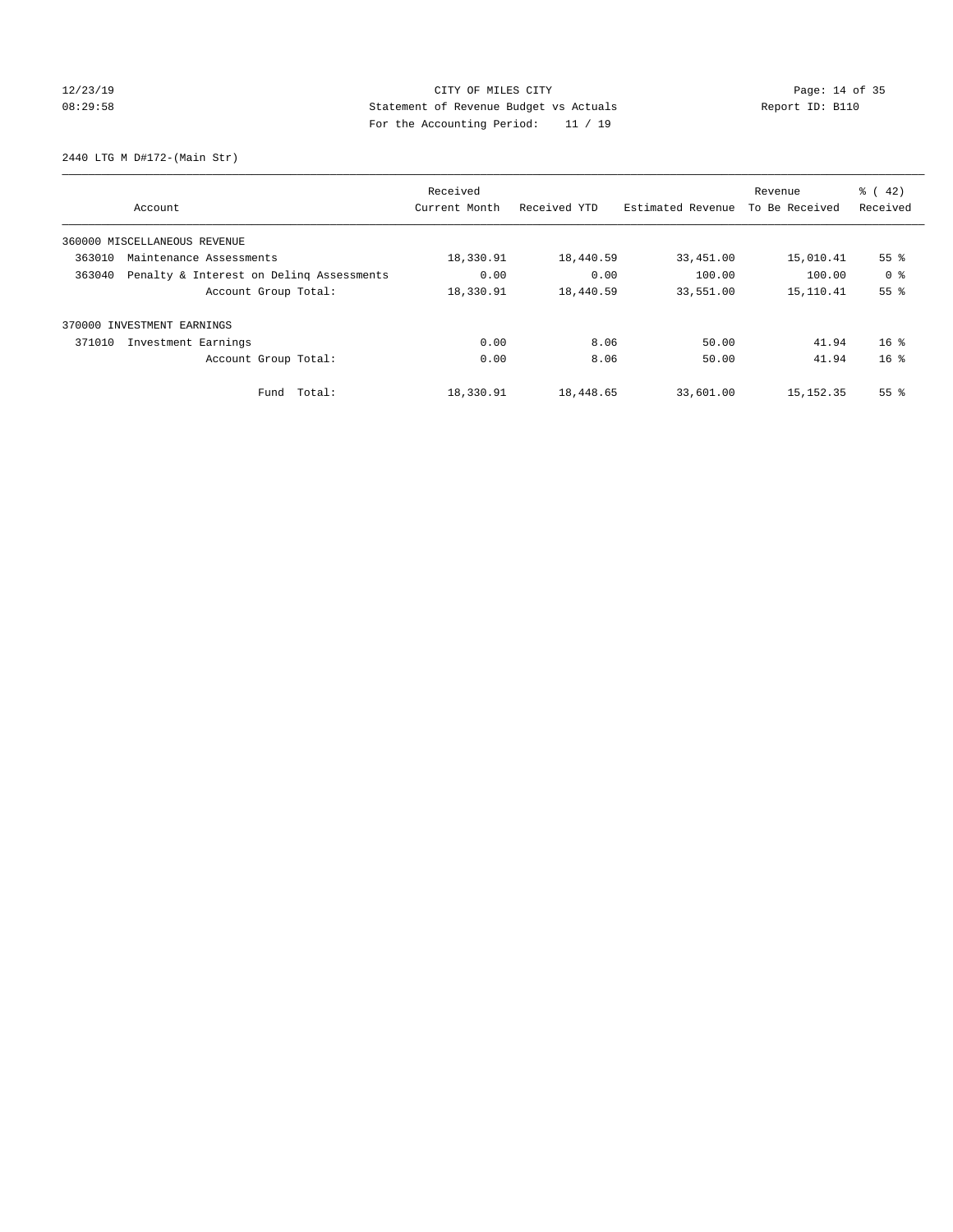CITY OF MILES CITY
Statement of Revenue Budget vs Actuals
For the Accounting Period: 11 / 19

2440 LTG M D#172-(Main Str)

| Account | Received Current Month | Received YTD | Estimated Revenue | Revenue To Be Received | % ( 42) Received |
|---|---|---|---|---|---|
| 360000 MISCELLANEOUS REVENUE | | | | | |
| 363010 Maintenance Assessments | 18,330.91 | 18,440.59 | 33,451.00 | 15,010.41 | 55 % |
| 363040 Penalty & Interest on Delinq Assessments | 0.00 | 0.00 | 100.00 | 100.00 | 0 % |
| Account Group Total: | 18,330.91 | 18,440.59 | 33,551.00 | 15,110.41 | 55 % |
| 370000 INVESTMENT EARNINGS | | | | | |
| 371010 Investment Earnings | 0.00 | 8.06 | 50.00 | 41.94 | 16 % |
| Account Group Total: | 0.00 | 8.06 | 50.00 | 41.94 | 16 % |
| Fund Total: | 18,330.91 | 18,448.65 | 33,601.00 | 15,152.35 | 55 % |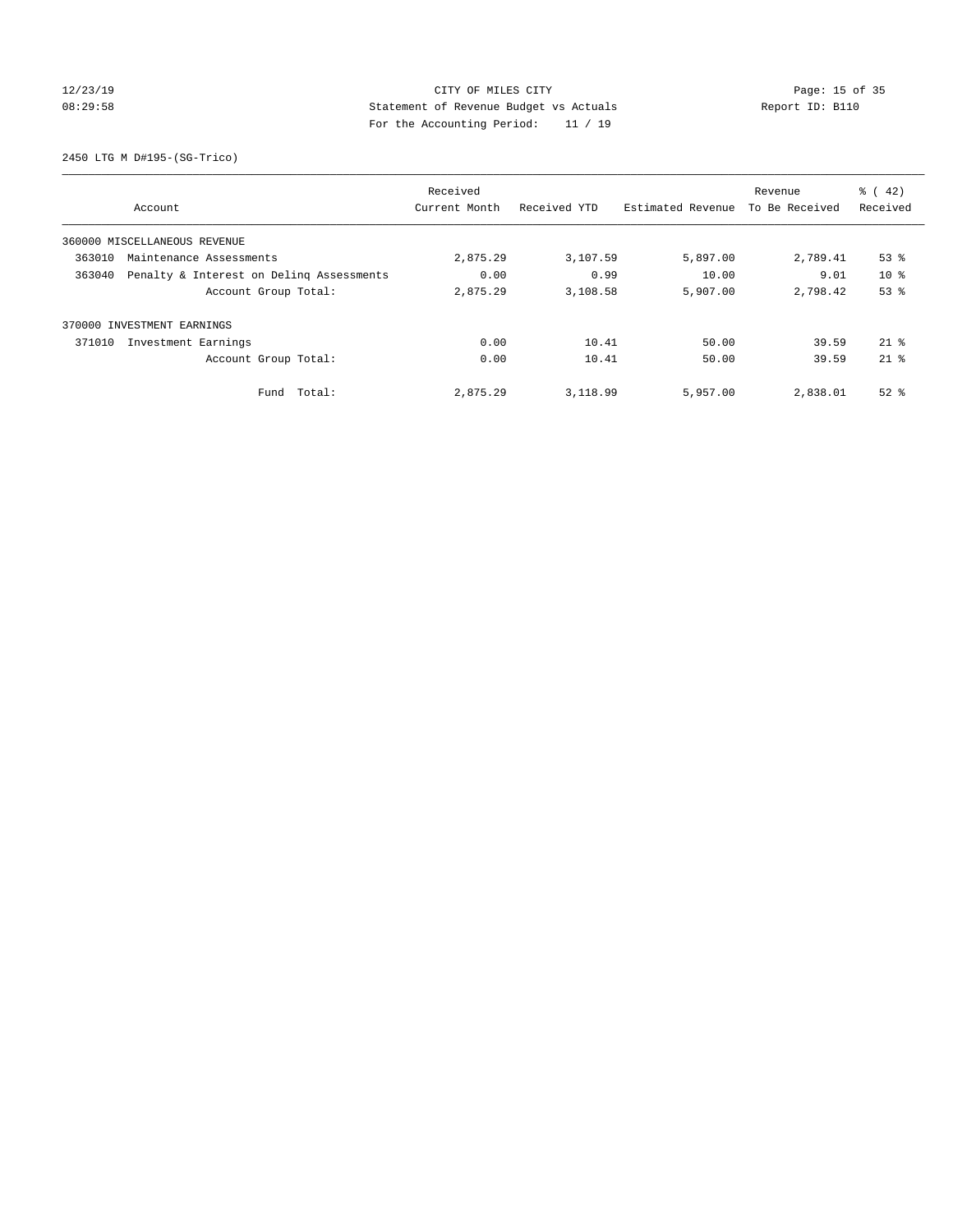CITY OF MILES CITY
Statement of Revenue Budget vs Actuals
For the Accounting Period: 11 / 19

12/23/19
08:29:58

Report ID: B110

2450 LTG M D#195-(SG-Trico)

| Account | Received Current Month | Received YTD | Estimated Revenue | Revenue To Be Received | % ( 42) Received |
|---|---|---|---|---|---|
| 360000 MISCELLANEOUS REVENUE | | | | | |
| 363010 Maintenance Assessments | 2,875.29 | 3,107.59 | 5,897.00 | 2,789.41 | 53 % |
| 363040 Penalty & Interest on Delinq Assessments | 0.00 | 0.99 | 10.00 | 9.01 | 10 % |
| Account Group Total: | 2,875.29 | 3,108.58 | 5,907.00 | 2,798.42 | 53 % |
| 370000 INVESTMENT EARNINGS | | | | | |
| 371010 Investment Earnings | 0.00 | 10.41 | 50.00 | 39.59 | 21 % |
| Account Group Total: | 0.00 | 10.41 | 50.00 | 39.59 | 21 % |
| Fund Total: | 2,875.29 | 3,118.99 | 5,957.00 | 2,838.01 | 52 % |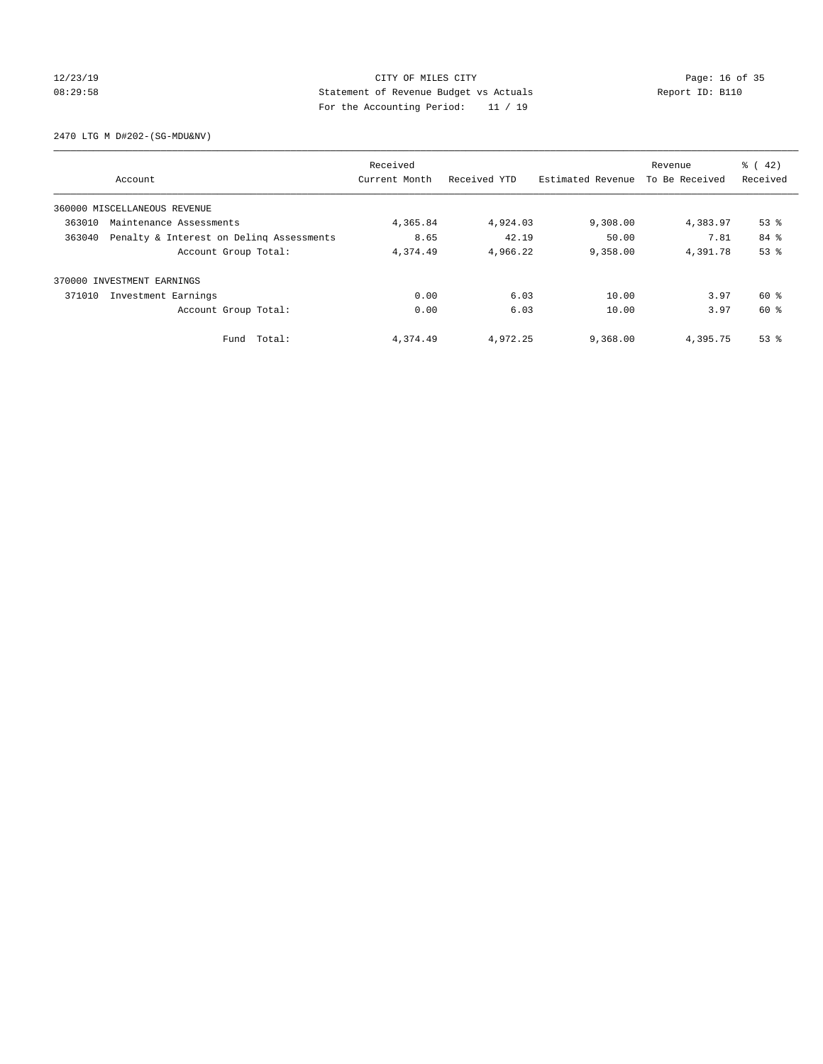CITY OF MILES CITY
Statement of Revenue Budget vs Actuals
For the Accounting Period: 11 / 19

12/23/19
08:29:58

Report ID: B110

2470 LTG M D#202-(SG-MDU&NV)

| Account | Received Current Month | Received YTD | Estimated Revenue | Revenue To Be Received | % ( 42) Received |
|---|---|---|---|---|---|
| 360000 MISCELLANEOUS REVENUE | | | | | |
| 363010 Maintenance Assessments | 4,365.84 | 4,924.03 | 9,308.00 | 4,383.97 | 53 % |
| 363040 Penalty & Interest on Delinq Assessments | 8.65 | 42.19 | 50.00 | 7.81 | 84 % |
| Account Group Total: | 4,374.49 | 4,966.22 | 9,358.00 | 4,391.78 | 53 % |
| 370000 INVESTMENT EARNINGS | | | | | |
| 371010 Investment Earnings | 0.00 | 6.03 | 10.00 | 3.97 | 60 % |
| Account Group Total: | 0.00 | 6.03 | 10.00 | 3.97 | 60 % |
| Fund Total: | 4,374.49 | 4,972.25 | 9,368.00 | 4,395.75 | 53 % |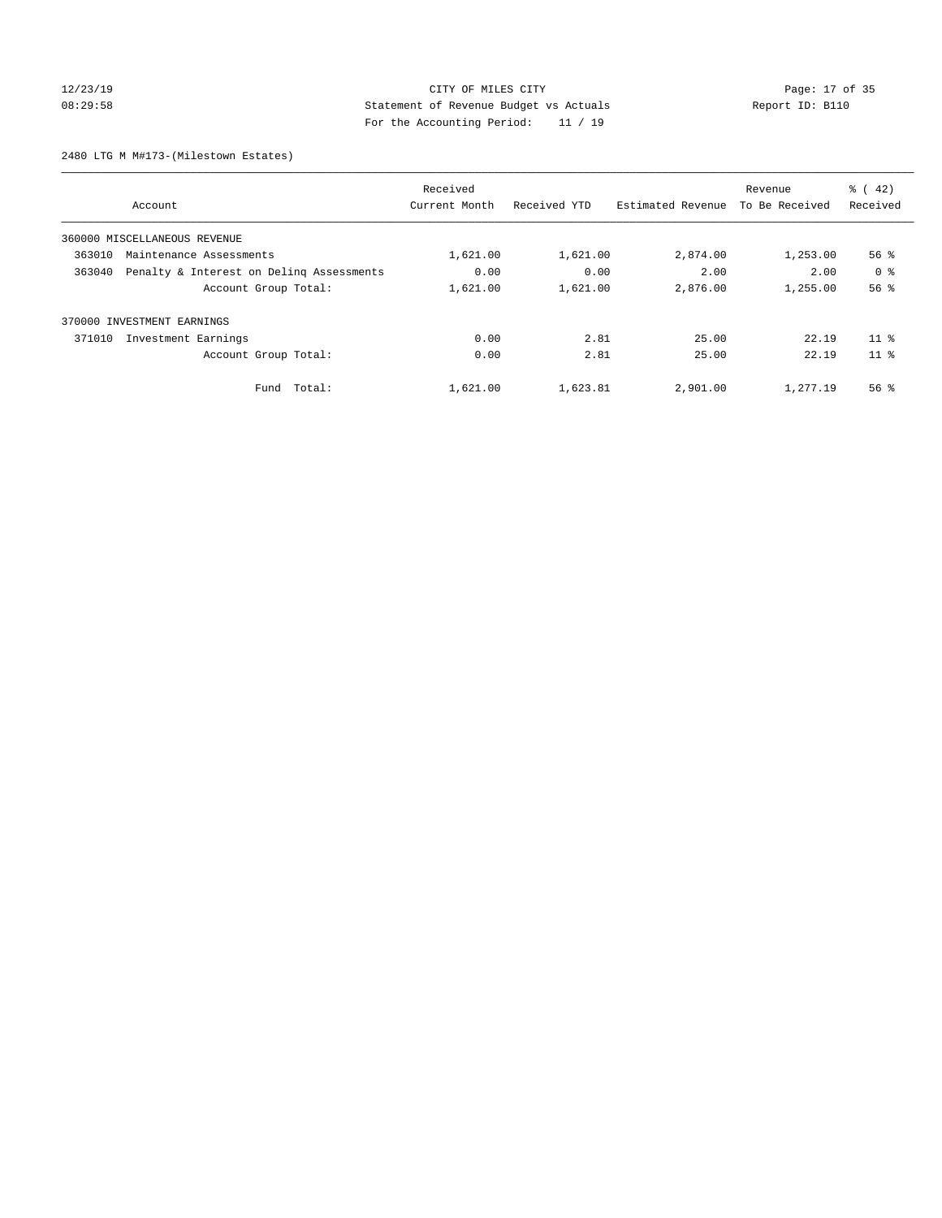CITY OF MILES CITY
Statement of Revenue Budget vs Actuals
For the Accounting Period: 11 / 19

12/23/19
08:29:58

Report ID: B110

2480 LTG M M#173-(Milestown Estates)

| Account | | Received Current Month | Received YTD | Estimated Revenue | Revenue To Be Received | % ( 42) Received |
|---|---|---|---|---|---|---|
| 360000 MISCELLANEOUS REVENUE | | | | | | |
| 363010 | Maintenance Assessments | 1,621.00 | 1,621.00 | 2,874.00 | 1,253.00 | 56 % |
| 363040 | Penalty & Interest on Delinq Assessments | 0.00 | 0.00 | 2.00 | 2.00 | 0 % |
| | Account Group Total: | 1,621.00 | 1,621.00 | 2,876.00 | 1,255.00 | 56 % |
| 370000 INVESTMENT EARNINGS | | | | | | |
| 371010 | Investment Earnings | 0.00 | 2.81 | 25.00 | 22.19 | 11 % |
| | Account Group Total: | 0.00 | 2.81 | 25.00 | 22.19 | 11 % |
| | Fund Total: | 1,621.00 | 1,623.81 | 2,901.00 | 1,277.19 | 56 % |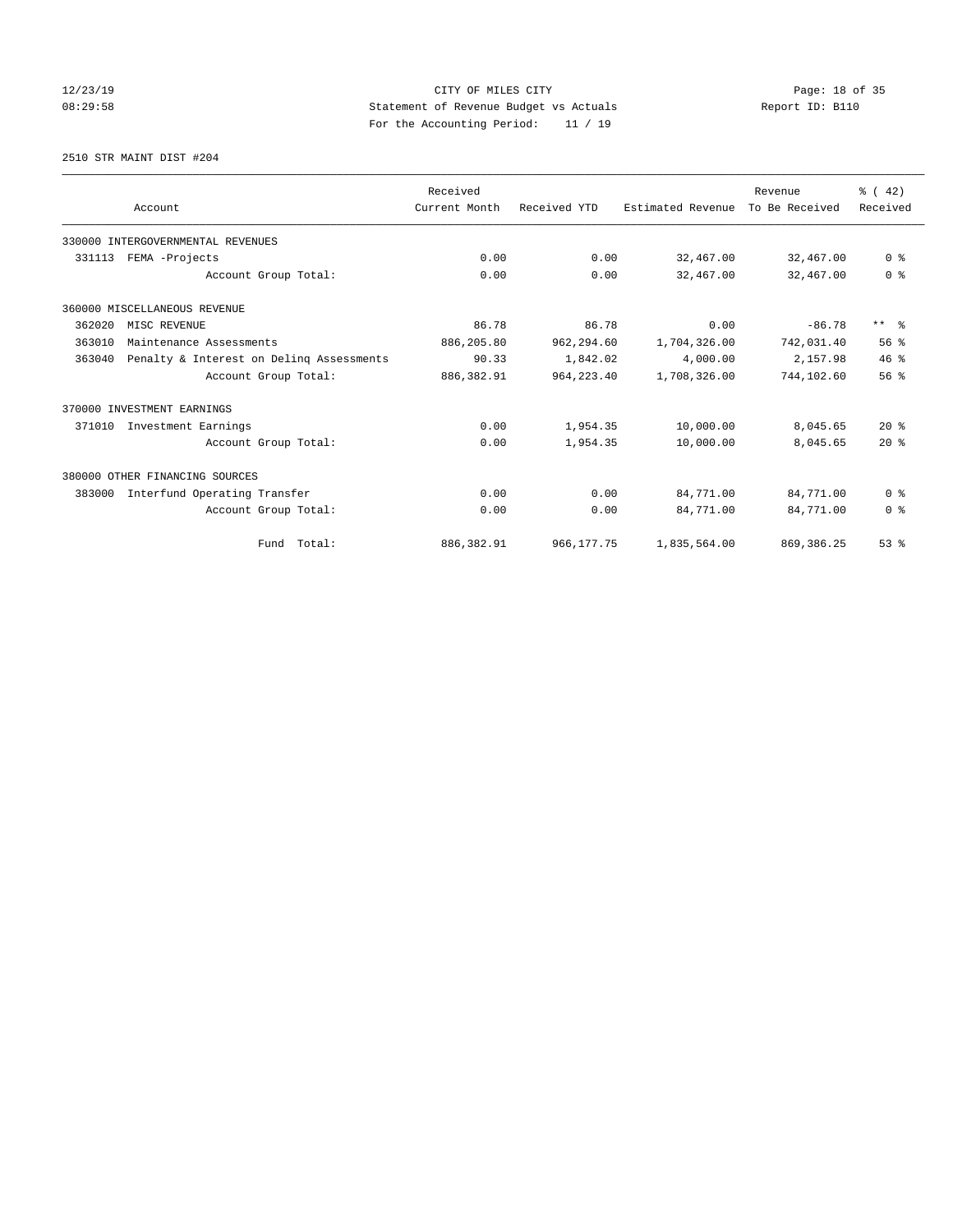CITY OF MILES CITY
Statement of Revenue Budget vs Actuals
Report ID: B110
For the Accounting Period: 11 / 19

12/23/19
08:29:58

2510 STR MAINT DIST #204

| Account | Received Current Month | Received YTD | Estimated Revenue | Revenue To Be Received | % ( 42) Received |
|---|---|---|---|---|---|
| 330000 INTERGOVERNMENTAL REVENUES | | | | | |
| 331113 FEMA -Projects | 0.00 | 0.00 | 32,467.00 | 32,467.00 | 0 % |
| Account Group Total: | 0.00 | 0.00 | 32,467.00 | 32,467.00 | 0 % |
| 360000 MISCELLANEOUS REVENUE | | | | | |
| 362020 MISC REVENUE | 86.78 | 86.78 | 0.00 | -86.78 | ** % |
| 363010 Maintenance Assessments | 886,205.80 | 962,294.60 | 1,704,326.00 | 742,031.40 | 56 % |
| 363040 Penalty & Interest on Delinq Assessments | 90.33 | 1,842.02 | 4,000.00 | 2,157.98 | 46 % |
| Account Group Total: | 886,382.91 | 964,223.40 | 1,708,326.00 | 744,102.60 | 56 % |
| 370000 INVESTMENT EARNINGS | | | | | |
| 371010 Investment Earnings | 0.00 | 1,954.35 | 10,000.00 | 8,045.65 | 20 % |
| Account Group Total: | 0.00 | 1,954.35 | 10,000.00 | 8,045.65 | 20 % |
| 380000 OTHER FINANCING SOURCES | | | | | |
| 383000 Interfund Operating Transfer | 0.00 | 0.00 | 84,771.00 | 84,771.00 | 0 % |
| Account Group Total: | 0.00 | 0.00 | 84,771.00 | 84,771.00 | 0 % |
| Fund Total: | 886,382.91 | 966,177.75 | 1,835,564.00 | 869,386.25 | 53 % |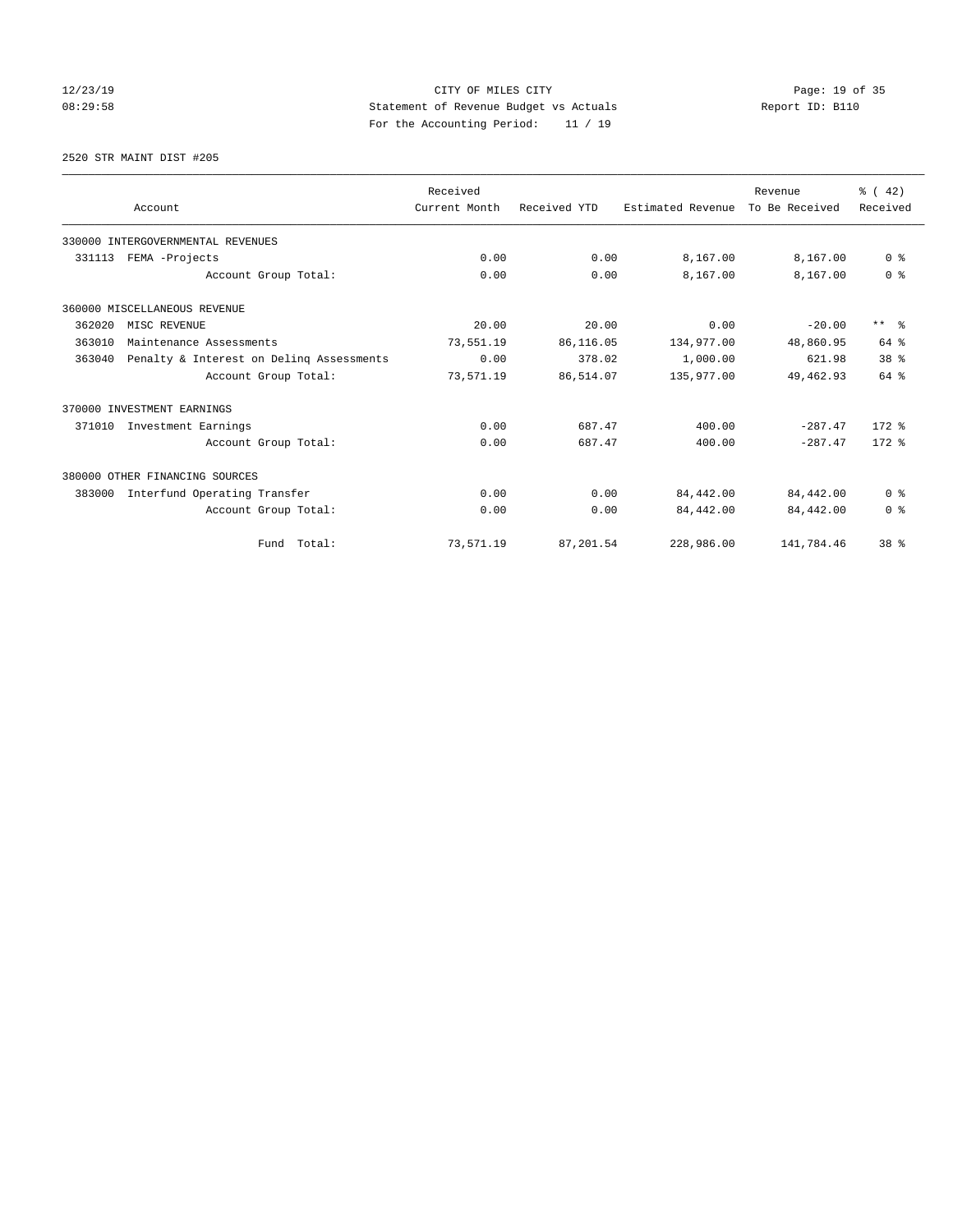12/23/19 CITY OF MILES CITY
08:29:58 Statement of Revenue Budget vs Actuals Report ID: B110
For the Accounting Period: 11 / 19

2520 STR MAINT DIST #205

| Account | Received Current Month | Received YTD | Estimated Revenue | Revenue To Be Received | % ( 42) Received |
|---|---|---|---|---|---|
| 330000 INTERGOVERNMENTAL REVENUES | | | | | |
| 331113 FEMA -Projects | 0.00 | 0.00 | 8,167.00 | 8,167.00 | 0 % |
| Account Group Total: | 0.00 | 0.00 | 8,167.00 | 8,167.00 | 0 % |
| 360000 MISCELLANEOUS REVENUE | | | | | |
| 362020 MISC REVENUE | 20.00 | 20.00 | 0.00 | -20.00 | ** % |
| 363010 Maintenance Assessments | 73,551.19 | 86,116.05 | 134,977.00 | 48,860.95 | 64 % |
| 363040 Penalty & Interest on Delinq Assessments | 0.00 | 378.02 | 1,000.00 | 621.98 | 38 % |
| Account Group Total: | 73,571.19 | 86,514.07 | 135,977.00 | 49,462.93 | 64 % |
| 370000 INVESTMENT EARNINGS | | | | | |
| 371010 Investment Earnings | 0.00 | 687.47 | 400.00 | -287.47 | 172 % |
| Account Group Total: | 0.00 | 687.47 | 400.00 | -287.47 | 172 % |
| 380000 OTHER FINANCING SOURCES | | | | | |
| 383000 Interfund Operating Transfer | 0.00 | 0.00 | 84,442.00 | 84,442.00 | 0 % |
| Account Group Total: | 0.00 | 0.00 | 84,442.00 | 84,442.00 | 0 % |
| Fund Total: | 73,571.19 | 87,201.54 | 228,986.00 | 141,784.46 | 38 % |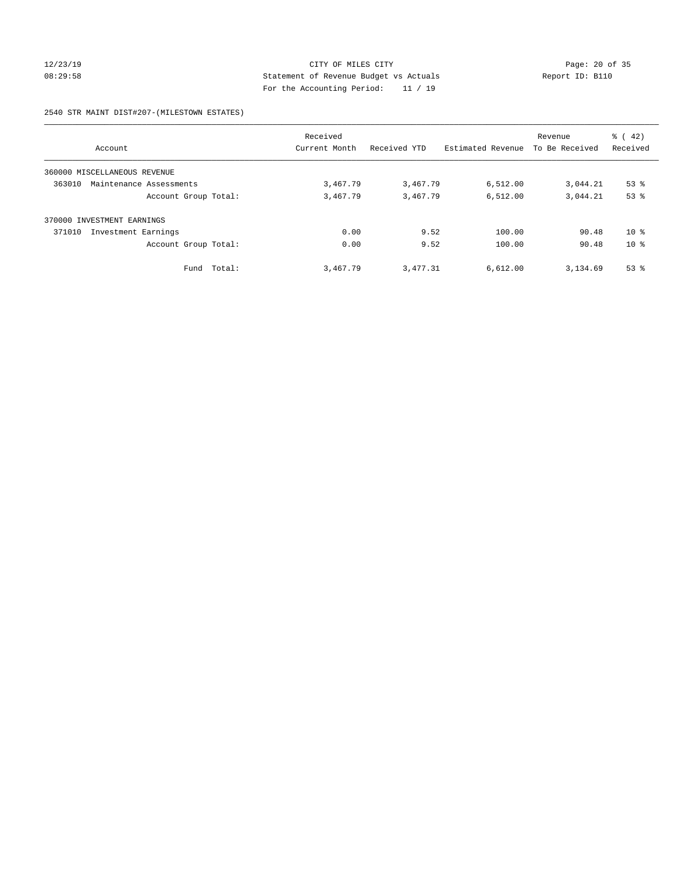CITY OF MILES CITY
Statement of Revenue Budget vs Actuals
For the Accounting Period: 11 / 19

12/23/19
08:29:58

Report ID: B110

2540 STR MAINT DIST#207-(MILESTOWN ESTATES)

| Account | Received Current Month | Received YTD | Estimated Revenue | Revenue To Be Received | % ( 42) Received |
|---|---|---|---|---|---|
| 360000 MISCELLANEOUS REVENUE | | | | | |
| 363010 Maintenance Assessments | 3,467.79 | 3,467.79 | 6,512.00 | 3,044.21 | 53 % |
| Account Group Total: | 3,467.79 | 3,467.79 | 6,512.00 | 3,044.21 | 53 % |
| 370000 INVESTMENT EARNINGS | | | | | |
| 371010 Investment Earnings | 0.00 | 9.52 | 100.00 | 90.48 | 10 % |
| Account Group Total: | 0.00 | 9.52 | 100.00 | 90.48 | 10 % |
| Fund Total: | 3,467.79 | 3,477.31 | 6,612.00 | 3,134.69 | 53 % |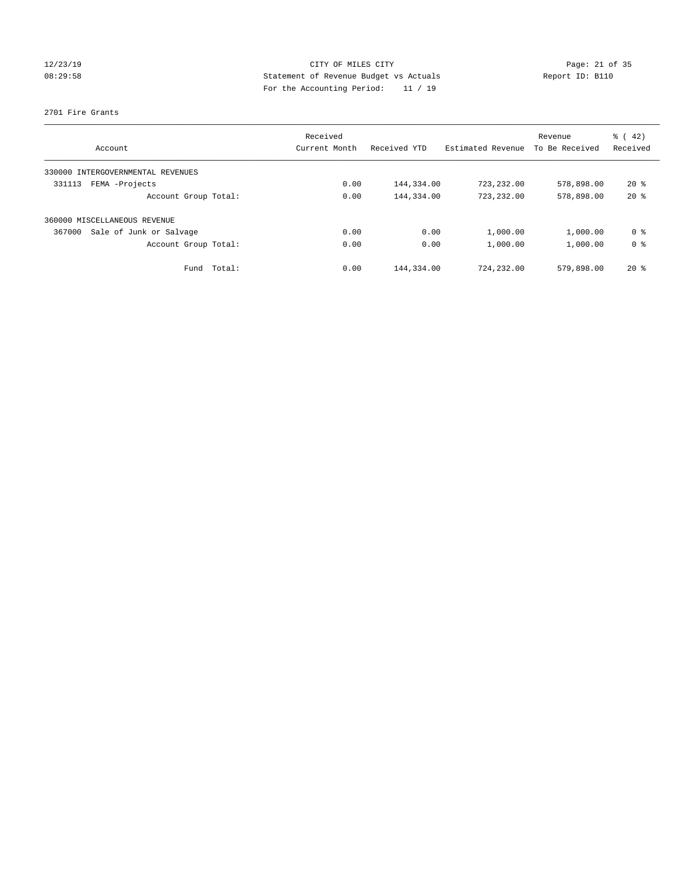CITY OF MILES CITY
Statement of Revenue Budget vs Actuals
For the Accounting Period: 11 / 19

12/23/19
08:29:58

Report ID: B110

2701 Fire Grants

| Account | Received Current Month | Received YTD | Estimated Revenue | Revenue To Be Received | % ( 42) Received |
|---|---|---|---|---|---|
| 330000 INTERGOVERNMENTAL REVENUES | | | | | |
| 331113 FEMA -Projects | 0.00 | 144,334.00 | 723,232.00 | 578,898.00 | 20 % |
| Account Group Total: | 0.00 | 144,334.00 | 723,232.00 | 578,898.00 | 20 % |
| 360000 MISCELLANEOUS REVENUE | | | | | |
| 367000 Sale of Junk or Salvage | 0.00 | 0.00 | 1,000.00 | 1,000.00 | 0 % |
| Account Group Total: | 0.00 | 0.00 | 1,000.00 | 1,000.00 | 0 % |
| Fund Total: | 0.00 | 144,334.00 | 724,232.00 | 579,898.00 | 20 % |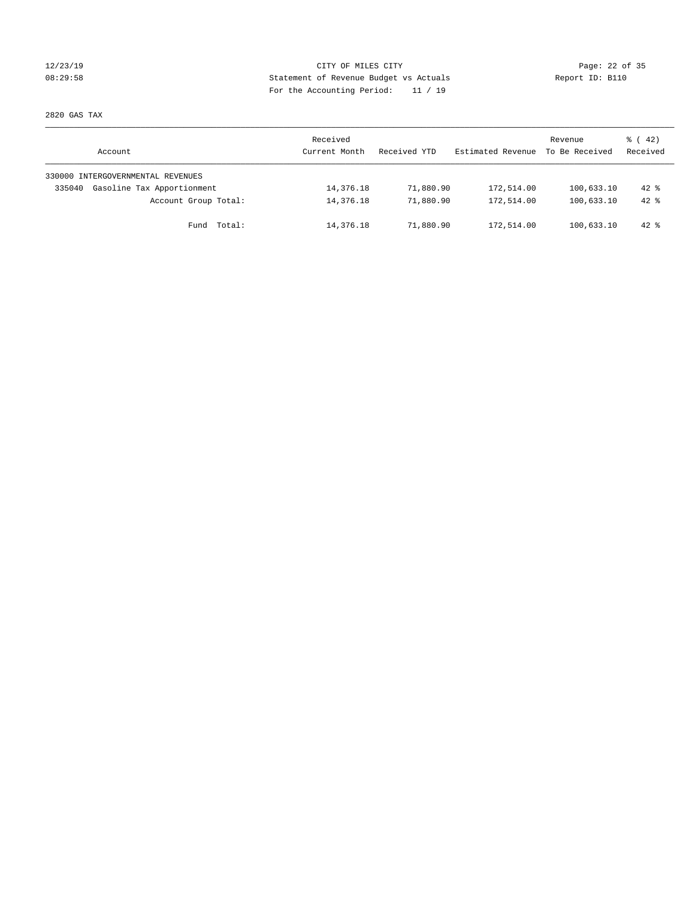CITY OF MILES CITY
Statement of Revenue Budget vs Actuals
For the Accounting Period: 11 / 19

12/23/19
08:29:58

Report ID: B110

2820 GAS TAX

| Account | Received Current Month | Received YTD | Estimated Revenue | Revenue To Be Received | % ( 42) Received |
|---|---|---|---|---|---|
| 330000 INTERGOVERNMENTAL REVENUES | | | | | |
| 335040 Gasoline Tax Apportionment | 14,376.18 | 71,880.90 | 172,514.00 | 100,633.10 | 42 % |
| Account Group Total: | 14,376.18 | 71,880.90 | 172,514.00 | 100,633.10 | 42 % |
| Fund Total: | 14,376.18 | 71,880.90 | 172,514.00 | 100,633.10 | 42 % |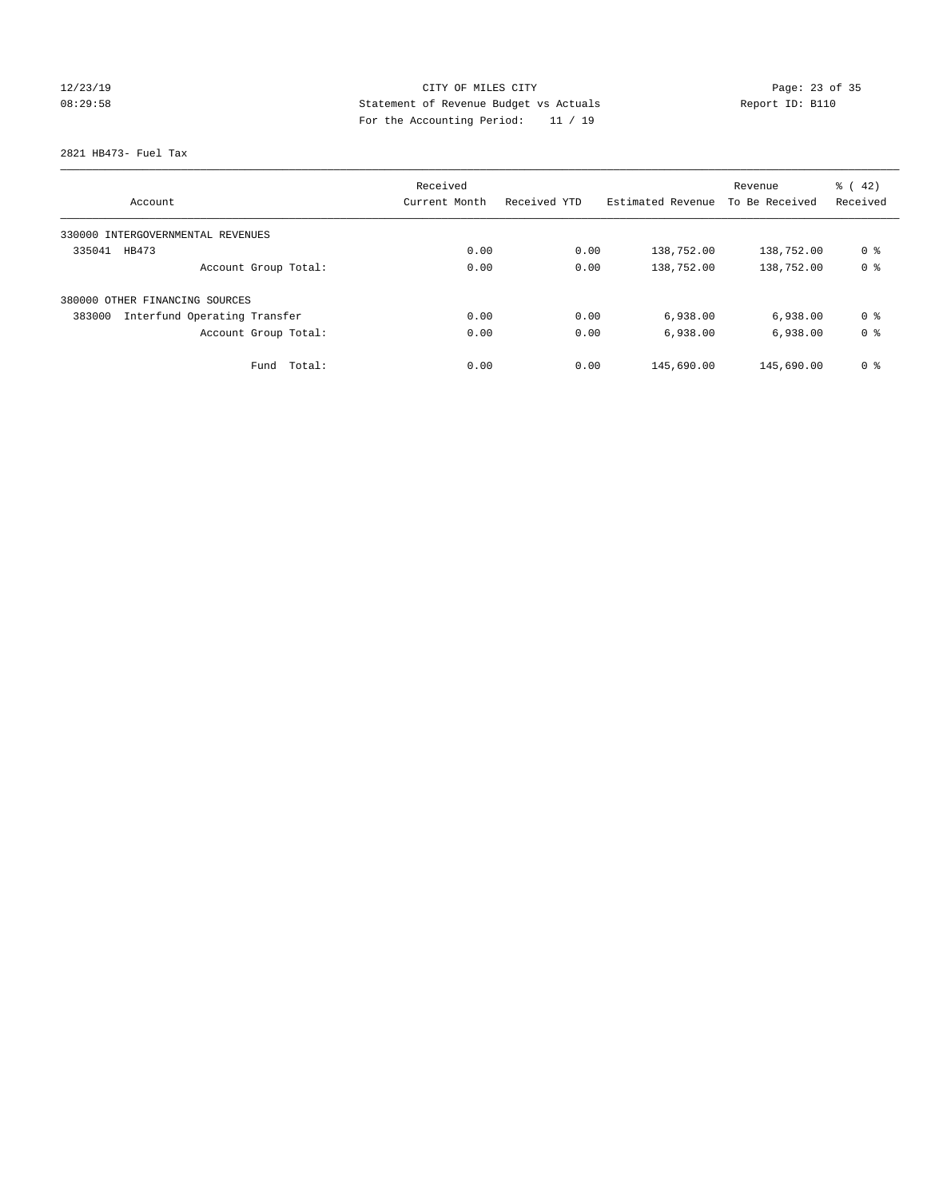CITY OF MILES CITY
Statement of Revenue Budget vs Actuals
For the Accounting Period: 11 / 19

12/23/19
08:29:58

Report ID: B110

2821 HB473- Fuel Tax

| Account | Received Current Month | Received YTD | Estimated Revenue | Revenue To Be Received | % ( 42) Received |
|---|---|---|---|---|---|
| 330000 INTERGOVERNMENTAL REVENUES | | | | | |
| 335041 HB473 | 0.00 | 0.00 | 138,752.00 | 138,752.00 | 0 % |
| Account Group Total: | 0.00 | 0.00 | 138,752.00 | 138,752.00 | 0 % |
| 380000 OTHER FINANCING SOURCES | | | | | |
| 383000 Interfund Operating Transfer | 0.00 | 0.00 | 6,938.00 | 6,938.00 | 0 % |
| Account Group Total: | 0.00 | 0.00 | 6,938.00 | 6,938.00 | 0 % |
| Fund Total: | 0.00 | 0.00 | 145,690.00 | 145,690.00 | 0 % |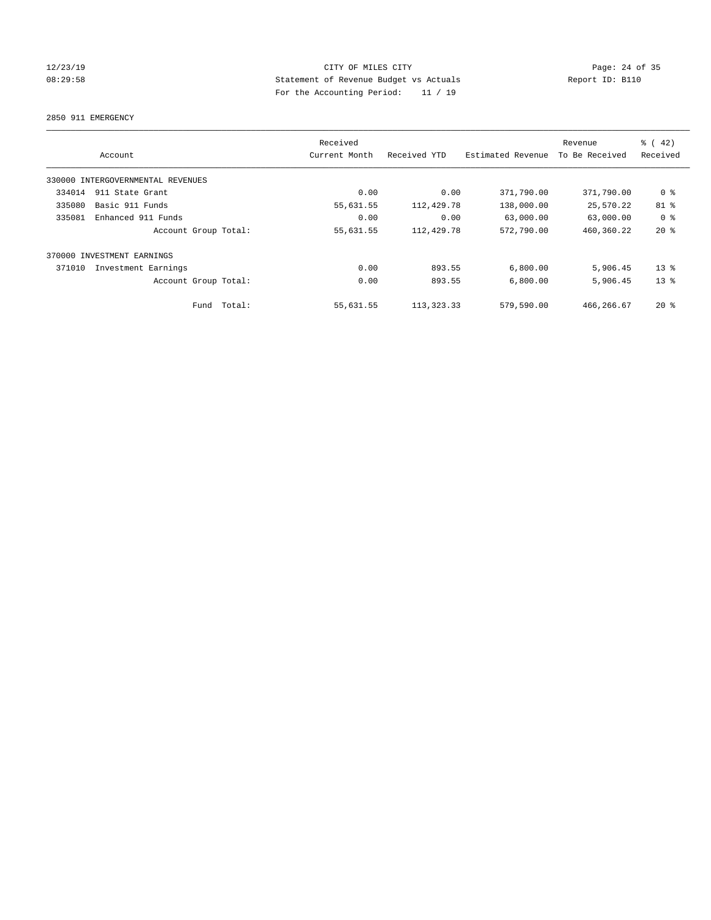CITY OF MILES CITY
Statement of Revenue Budget vs Actuals
For the Accounting Period: 11 / 19

12/23/19 08:29:58 — Report ID: B110

## 2850 911 EMERGENCY

| Account | Received Current Month | Received YTD | Estimated Revenue | Revenue To Be Received | % ( 42) Received |
|---|---|---|---|---|---|
| 330000 INTERGOVERNMENTAL REVENUES | | | | | |
| 334014 911 State Grant | 0.00 | 0.00 | 371,790.00 | 371,790.00 | 0 % |
| 335080 Basic 911 Funds | 55,631.55 | 112,429.78 | 138,000.00 | 25,570.22 | 81 % |
| 335081 Enhanced 911 Funds | 0.00 | 0.00 | 63,000.00 | 63,000.00 | 0 % |
| Account Group Total: | 55,631.55 | 112,429.78 | 572,790.00 | 460,360.22 | 20 % |
| 370000 INVESTMENT EARNINGS | | | | | |
| 371010 Investment Earnings | 0.00 | 893.55 | 6,800.00 | 5,906.45 | 13 % |
| Account Group Total: | 0.00 | 893.55 | 6,800.00 | 5,906.45 | 13 % |
| Fund Total: | 55,631.55 | 113,323.33 | 579,590.00 | 466,266.67 | 20 % |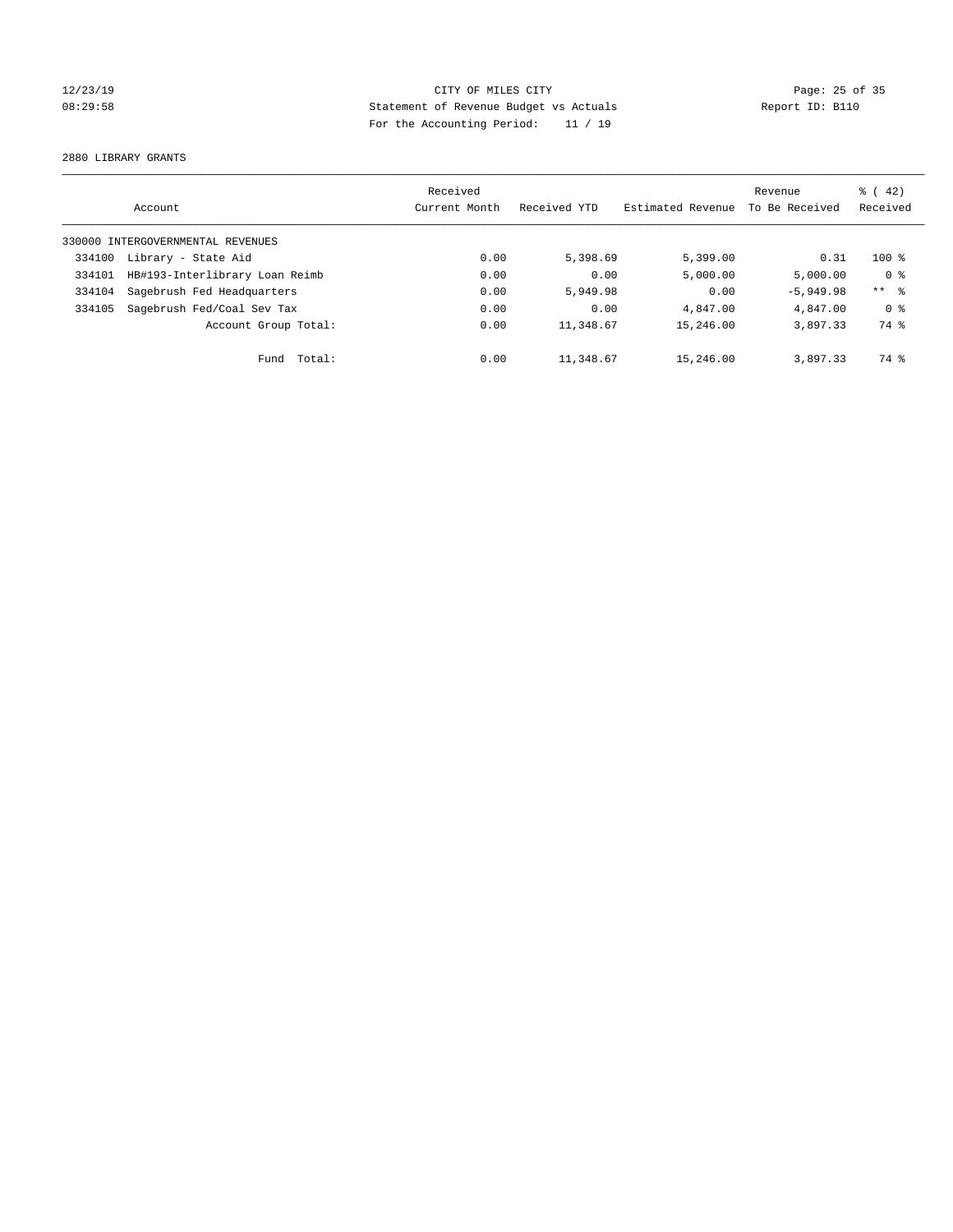12/23/19 CITY OF MILES CITY
08:29:58 Statement of Revenue Budget vs Actuals Report ID: B110
For the Accounting Period: 11 / 19

2880 LIBRARY GRANTS

| Account | | Received Current Month | Received YTD | Estimated Revenue | Revenue To Be Received | % ( 42) Received |
|---|---|---|---|---|---|---|
| 330000 INTERGOVERNMENTAL REVENUES | | | | | | |
| 334100 | Library - State Aid | 0.00 | 5,398.69 | 5,399.00 | 0.31 | 100 % |
| 334101 | HB#193-Interlibrary Loan Reimb | 0.00 | 0.00 | 5,000.00 | 5,000.00 | 0 % |
| 334104 | Sagebrush Fed Headquarters | 0.00 | 5,949.98 | 0.00 | -5,949.98 | ** % |
| 334105 | Sagebrush Fed/Coal Sev Tax | 0.00 | 0.00 | 4,847.00 | 4,847.00 | 0 % |
| | Account Group Total: | 0.00 | 11,348.67 | 15,246.00 | 3,897.33 | 74 % |
| | Fund Total: | 0.00 | 11,348.67 | 15,246.00 | 3,897.33 | 74 % |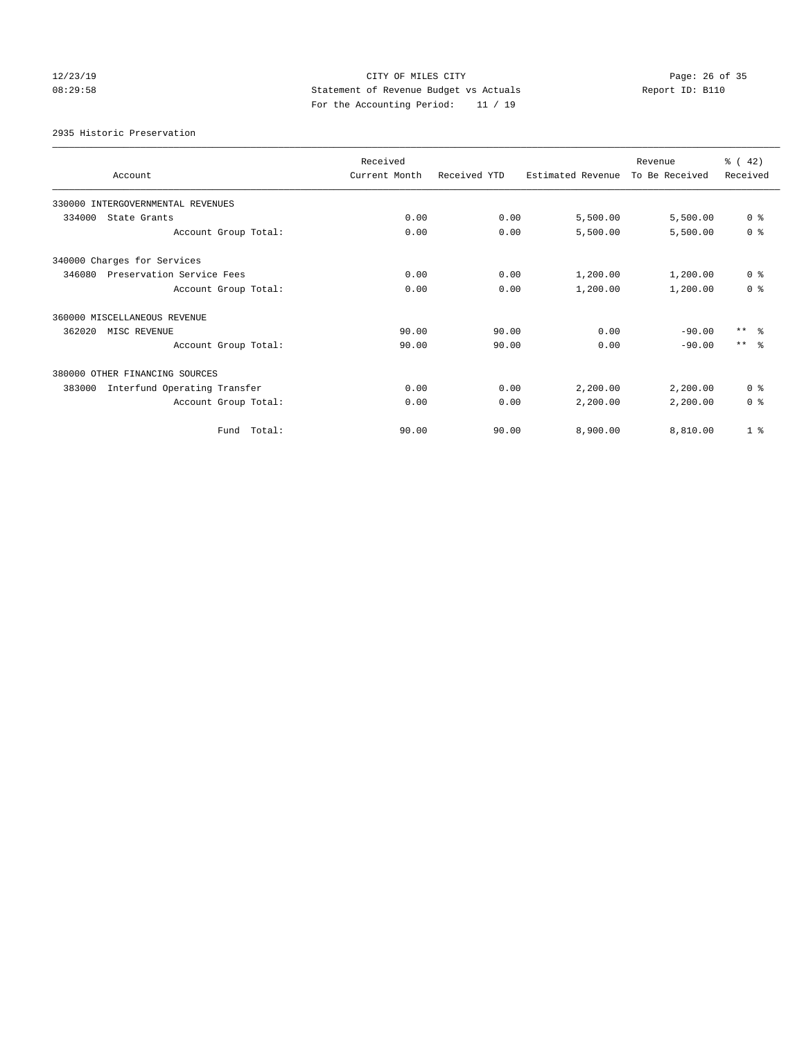12/23/19 08:29:58

CITY OF MILES CITY
Statement of Revenue Budget vs Actuals
For the Accounting Period: 11 / 19

Report ID: B110

2935 Historic Preservation

| Account | Received Current Month | Received YTD | Estimated Revenue | Revenue To Be Received | % ( 42) Received |
|---|---|---|---|---|---|
| 330000 INTERGOVERNMENTAL REVENUES | | | | | |
| 334000 State Grants | 0.00 | 0.00 | 5,500.00 | 5,500.00 | 0 % |
| Account Group Total: | 0.00 | 0.00 | 5,500.00 | 5,500.00 | 0 % |
| 340000 Charges for Services | | | | | |
| 346080 Preservation Service Fees | 0.00 | 0.00 | 1,200.00 | 1,200.00 | 0 % |
| Account Group Total: | 0.00 | 0.00 | 1,200.00 | 1,200.00 | 0 % |
| 360000 MISCELLANEOUS REVENUE | | | | | |
| 362020 MISC REVENUE | 90.00 | 90.00 | 0.00 | -90.00 | ** % |
| Account Group Total: | 90.00 | 90.00 | 0.00 | -90.00 | ** % |
| 380000 OTHER FINANCING SOURCES | | | | | |
| 383000 Interfund Operating Transfer | 0.00 | 0.00 | 2,200.00 | 2,200.00 | 0 % |
| Account Group Total: | 0.00 | 0.00 | 2,200.00 | 2,200.00 | 0 % |
| Fund Total: | 90.00 | 90.00 | 8,900.00 | 8,810.00 | 1 % |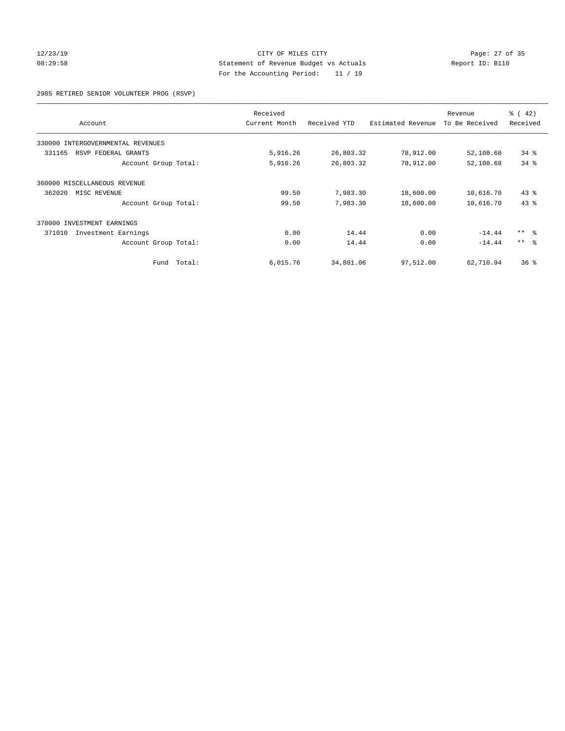CITY OF MILES CITY
Statement of Revenue Budget vs Actuals
For the Accounting Period: 11 / 19

12/23/19
08:29:58

Report ID: B110

2985 RETIRED SENIOR VOLUNTEER PROG (RSVP)

| Account | Received Current Month | Received YTD | Estimated Revenue | Revenue To Be Received | % ( 42) Received |
|---|---|---|---|---|---|
| 330000 INTERGOVERNMENTAL REVENUES | | | | | |
| 331165 RSVP FEDERAL GRANTS | 5,916.26 | 26,803.32 | 78,912.00 | 52,108.68 | 34 % |
| Account Group Total: | 5,916.26 | 26,803.32 | 78,912.00 | 52,108.68 | 34 % |
| 360000 MISCELLANEOUS REVENUE | | | | | |
| 362020 MISC REVENUE | 99.50 | 7,983.30 | 18,600.00 | 10,616.70 | 43 % |
| Account Group Total: | 99.50 | 7,983.30 | 18,600.00 | 10,616.70 | 43 % |
| 370000 INVESTMENT EARNINGS | | | | | |
| 371010 Investment Earnings | 0.00 | 14.44 | 0.00 | -14.44 | ** % |
| Account Group Total: | 0.00 | 14.44 | 0.00 | -14.44 | ** % |
| Fund Total: | 6,015.76 | 34,801.06 | 97,512.00 | 62,710.94 | 36 % |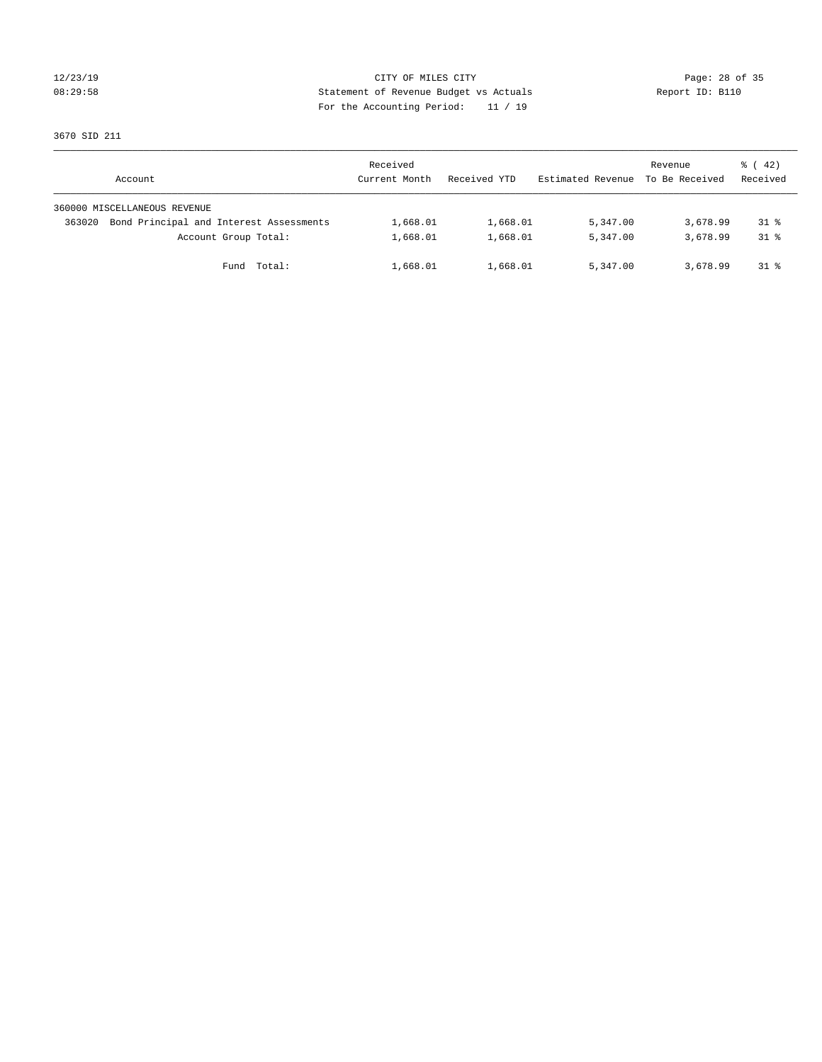CITY OF MILES CITY

Statement of Revenue Budget vs Actuals

For the Accounting Period: 11 / 19

12/23/19 08:29:58

Report ID: B110

3670 SID 211

| Account | Received Current Month | Received YTD | Estimated Revenue | Revenue To Be Received | % ( 42) Received |
|---|---|---|---|---|---|
| 360000 MISCELLANEOUS REVENUE | | | | | |
| 363020 Bond Principal and Interest Assessments | 1,668.01 | 1,668.01 | 5,347.00 | 3,678.99 | 31 % |
| Account Group Total: | 1,668.01 | 1,668.01 | 5,347.00 | 3,678.99 | 31 % |
| Fund Total: | 1,668.01 | 1,668.01 | 5,347.00 | 3,678.99 | 31 % |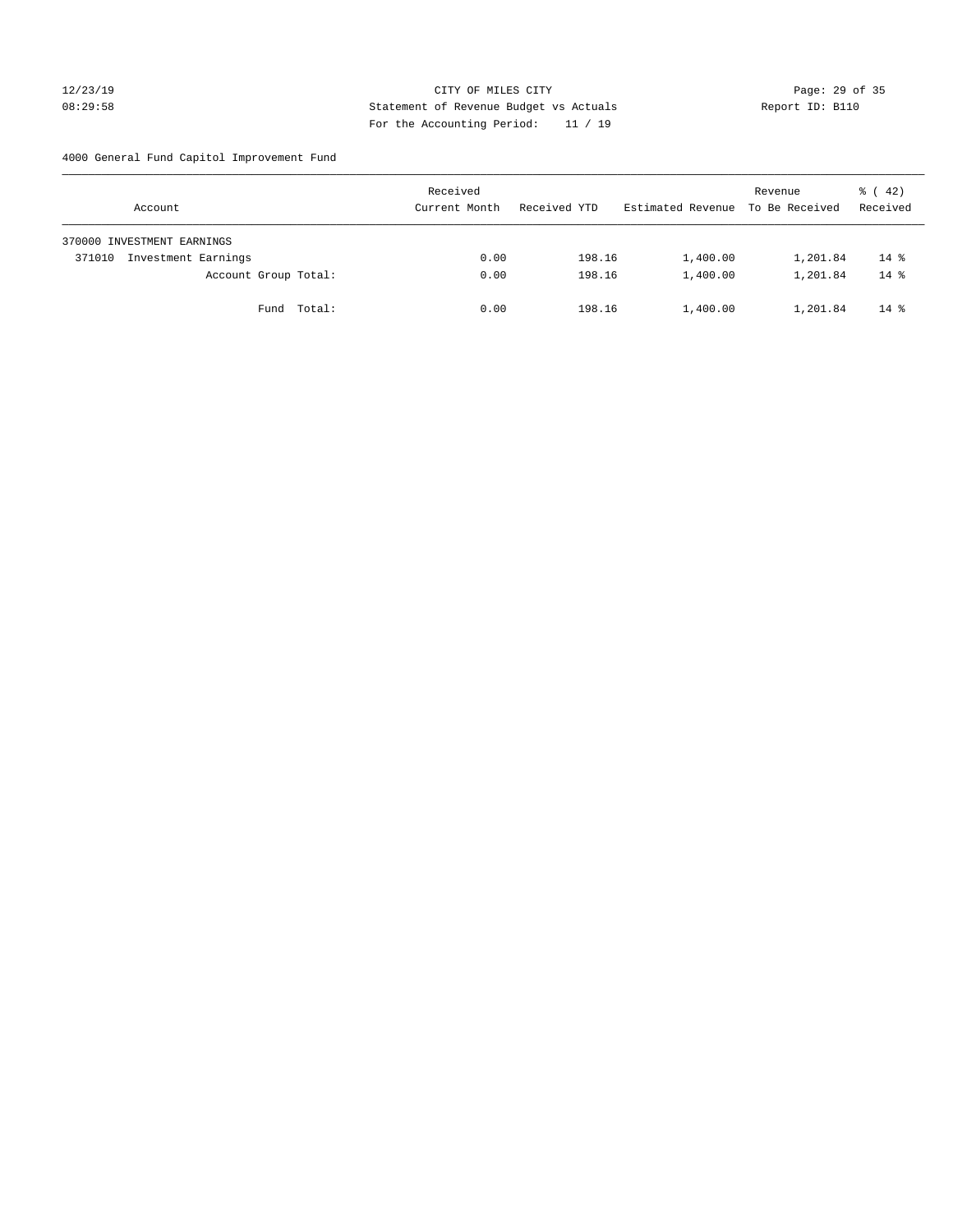CITY OF MILES CITY
Statement of Revenue Budget vs Actuals
For the Accounting Period: 11 / 19

12/23/19
08:29:58

Report ID: B110

4000 General Fund Capitol Improvement Fund

| Account | Received Current Month | Received YTD | Estimated Revenue | Revenue To Be Received | % ( 42) Received |
|---|---|---|---|---|---|
| 370000 INVESTMENT EARNINGS | | | | | |
| 371010 Investment Earnings | 0.00 | 198.16 | 1,400.00 | 1,201.84 | 14 % |
| Account Group Total: | 0.00 | 198.16 | 1,400.00 | 1,201.84 | 14 % |
| Fund Total: | 0.00 | 198.16 | 1,400.00 | 1,201.84 | 14 % |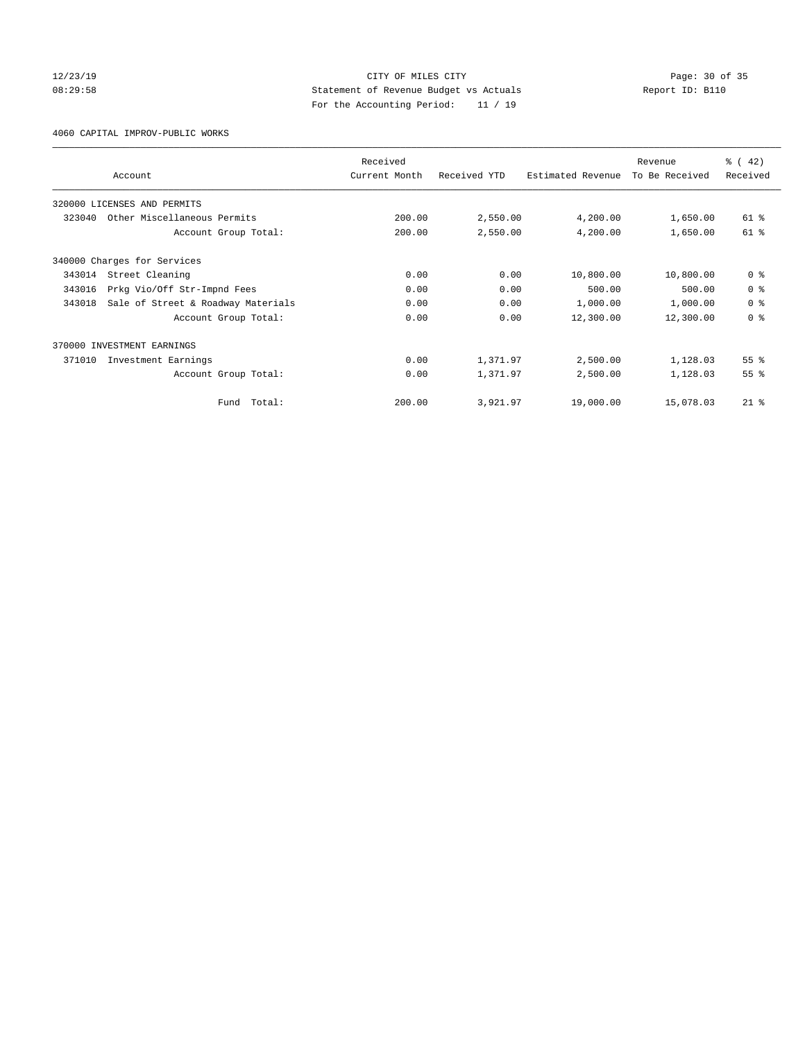CITY OF MILES CITY
Statement of Revenue Budget vs Actuals
For the Accounting Period: 11 / 19

12/23/19 08:29:58 — Report ID: B110

4060 CAPITAL IMPROV-PUBLIC WORKS

| Account | Received Current Month | Received YTD | Estimated Revenue | Revenue To Be Received | % ( 42) Received |
|---|---|---|---|---|---|
| 320000 LICENSES AND PERMITS | | | | | |
| 323040 Other Miscellaneous Permits | 200.00 | 2,550.00 | 4,200.00 | 1,650.00 | 61 % |
| Account Group Total: | 200.00 | 2,550.00 | 4,200.00 | 1,650.00 | 61 % |
| 340000 Charges for Services | | | | | |
| 343014 Street Cleaning | 0.00 | 0.00 | 10,800.00 | 10,800.00 | 0 % |
| 343016 Prkg Vio/Off Str-Impnd Fees | 0.00 | 0.00 | 500.00 | 500.00 | 0 % |
| 343018 Sale of Street & Roadway Materials | 0.00 | 0.00 | 1,000.00 | 1,000.00 | 0 % |
| Account Group Total: | 0.00 | 0.00 | 12,300.00 | 12,300.00 | 0 % |
| 370000 INVESTMENT EARNINGS | | | | | |
| 371010 Investment Earnings | 0.00 | 1,371.97 | 2,500.00 | 1,128.03 | 55 % |
| Account Group Total: | 0.00 | 1,371.97 | 2,500.00 | 1,128.03 | 55 % |
| Fund Total: | 200.00 | 3,921.97 | 19,000.00 | 15,078.03 | 21 % |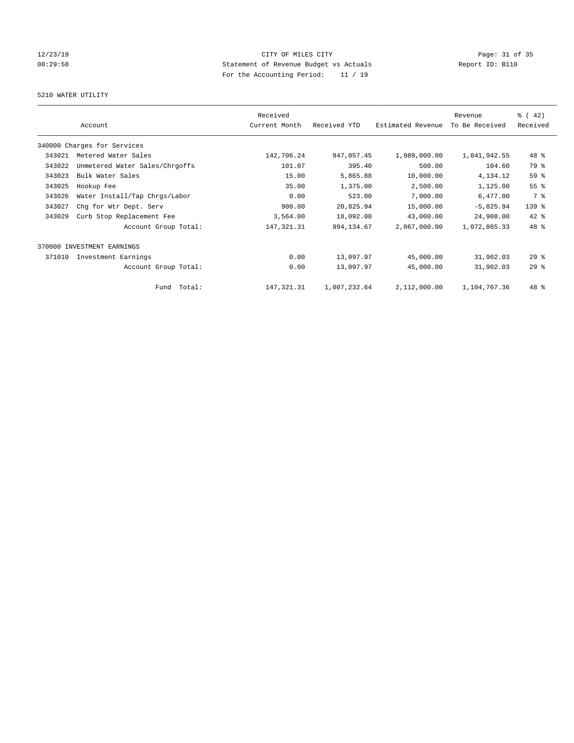CITY OF MILES CITY
Statement of Revenue Budget vs Actuals
For the Accounting Period: 11 / 19

12/23/19
08:29:58

Report ID: B110

5210 WATER UTILITY

| Account | | Received Current Month | Received YTD | Estimated Revenue | Revenue To Be Received | % ( 42) Received |
|---|---|---|---|---|---|---|
| 340000 Charges for Services | | | | | | |
| 343021 | Metered Water Sales | 142,706.24 | 947,057.45 | 1,989,000.00 | 1,041,942.55 | 48 % |
| 343022 | Unmetered Water Sales/Chrgoffs | 101.07 | 395.40 | 500.00 | 104.60 | 79 % |
| 343023 | Bulk Water Sales | 15.00 | 5,865.88 | 10,000.00 | 4,134.12 | 59 % |
| 343025 | Hookup Fee | 35.00 | 1,375.00 | 2,500.00 | 1,125.00 | 55 % |
| 343026 | Water Install/Tap Chrgs/Labor | 0.00 | 523.00 | 7,000.00 | 6,477.00 | 7 % |
| 343027 | Chg for Wtr Dept. Serv | 900.00 | 20,825.94 | 15,000.00 | -5,825.94 | 139 % |
| 343029 | Curb Stop Replacement Fee | 3,564.00 | 18,092.00 | 43,000.00 | 24,908.00 | 42 % |
| | Account Group Total: | 147,321.31 | 994,134.67 | 2,067,000.00 | 1,072,865.33 | 48 % |
| 370000 INVESTMENT EARNINGS | | | | | | |
| 371010 | Investment Earnings | 0.00 | 13,097.97 | 45,000.00 | 31,902.03 | 29 % |
| | Account Group Total: | 0.00 | 13,097.97 | 45,000.00 | 31,902.03 | 29 % |
| | Fund Total: | 147,321.31 | 1,007,232.64 | 2,112,000.00 | 1,104,767.36 | 48 % |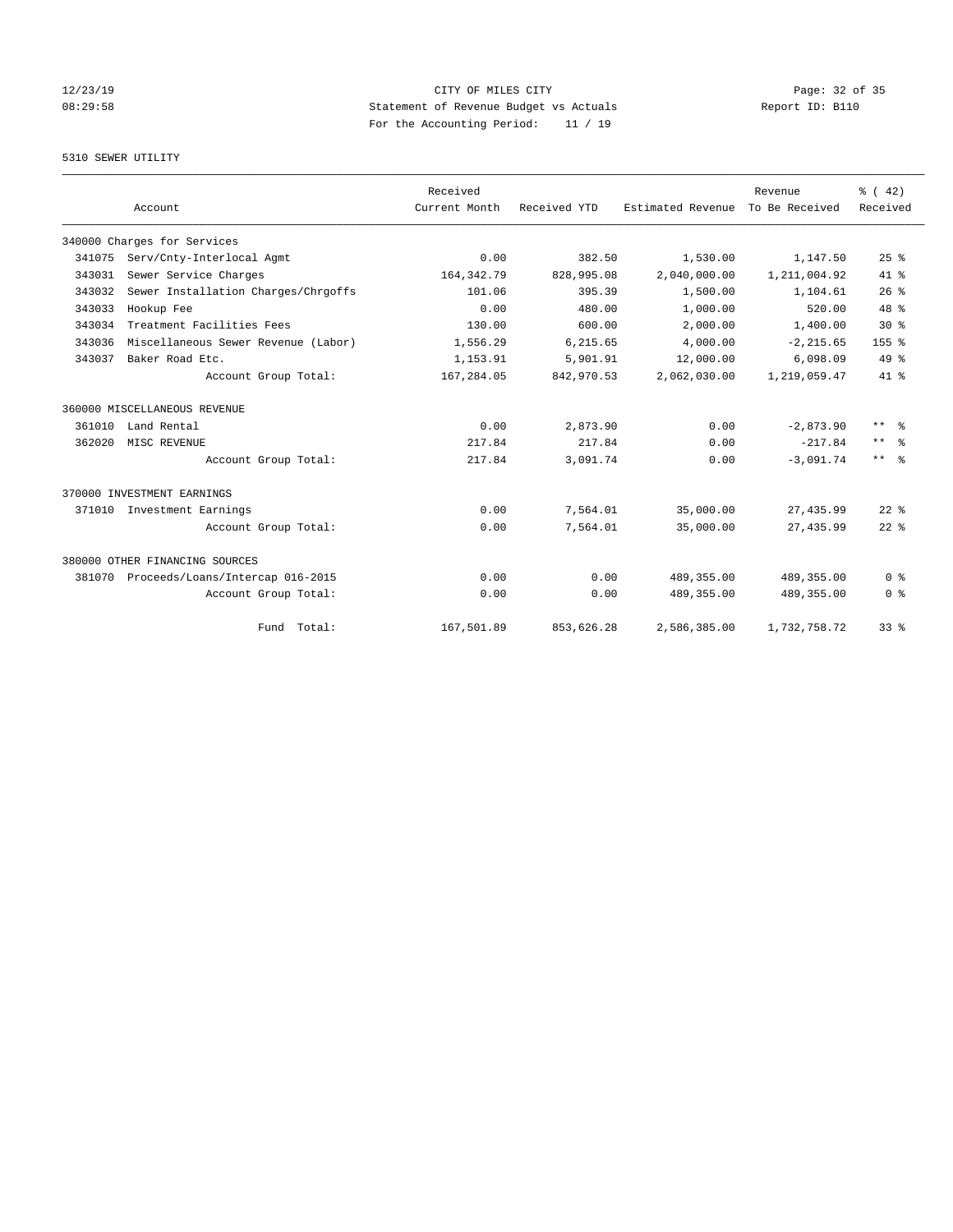# CITY OF MILES CITY

## Statement of Revenue Budget vs Actuals

For the Accounting Period: 11 / 19

12/23/19 08:29:58 — Report ID: B110

### 5310 SEWER UTILITY

| Account | | Received Current Month | Received YTD | Estimated Revenue | Revenue To Be Received | % ( 42) Received |
|---|---|---|---|---|---|---|
| 340000 Charges for Services | | | | | | |
| 341075 | Serv/Cnty-Interlocal Agmt | 0.00 | 382.50 | 1,530.00 | 1,147.50 | 25 % |
| 343031 | Sewer Service Charges | 164,342.79 | 828,995.08 | 2,040,000.00 | 1,211,004.92 | 41 % |
| 343032 | Sewer Installation Charges/Chrgoffs | 101.06 | 395.39 | 1,500.00 | 1,104.61 | 26 % |
| 343033 | Hookup Fee | 0.00 | 480.00 | 1,000.00 | 520.00 | 48 % |
| 343034 | Treatment Facilities Fees | 130.00 | 600.00 | 2,000.00 | 1,400.00 | 30 % |
| 343036 | Miscellaneous Sewer Revenue (Labor) | 1,556.29 | 6,215.65 | 4,000.00 | -2,215.65 | 155 % |
| 343037 | Baker Road Etc. | 1,153.91 | 5,901.91 | 12,000.00 | 6,098.09 | 49 % |
| | Account Group Total: | 167,284.05 | 842,970.53 | 2,062,030.00 | 1,219,059.47 | 41 % |
| 360000 MISCELLANEOUS REVENUE | | | | | | |
| 361010 | Land Rental | 0.00 | 2,873.90 | 0.00 | -2,873.90 | ** % |
| 362020 | MISC REVENUE | 217.84 | 217.84 | 0.00 | -217.84 | ** % |
| | Account Group Total: | 217.84 | 3,091.74 | 0.00 | -3,091.74 | ** % |
| 370000 INVESTMENT EARNINGS | | | | | | |
| 371010 | Investment Earnings | 0.00 | 7,564.01 | 35,000.00 | 27,435.99 | 22 % |
| | Account Group Total: | 0.00 | 7,564.01 | 35,000.00 | 27,435.99 | 22 % |
| 380000 OTHER FINANCING SOURCES | | | | | | |
| 381070 | Proceeds/Loans/Intercap 016-2015 | 0.00 | 0.00 | 489,355.00 | 489,355.00 | 0 % |
| | Account Group Total: | 0.00 | 0.00 | 489,355.00 | 489,355.00 | 0 % |
| | Fund Total: | 167,501.89 | 853,626.28 | 2,586,385.00 | 1,732,758.72 | 33 % |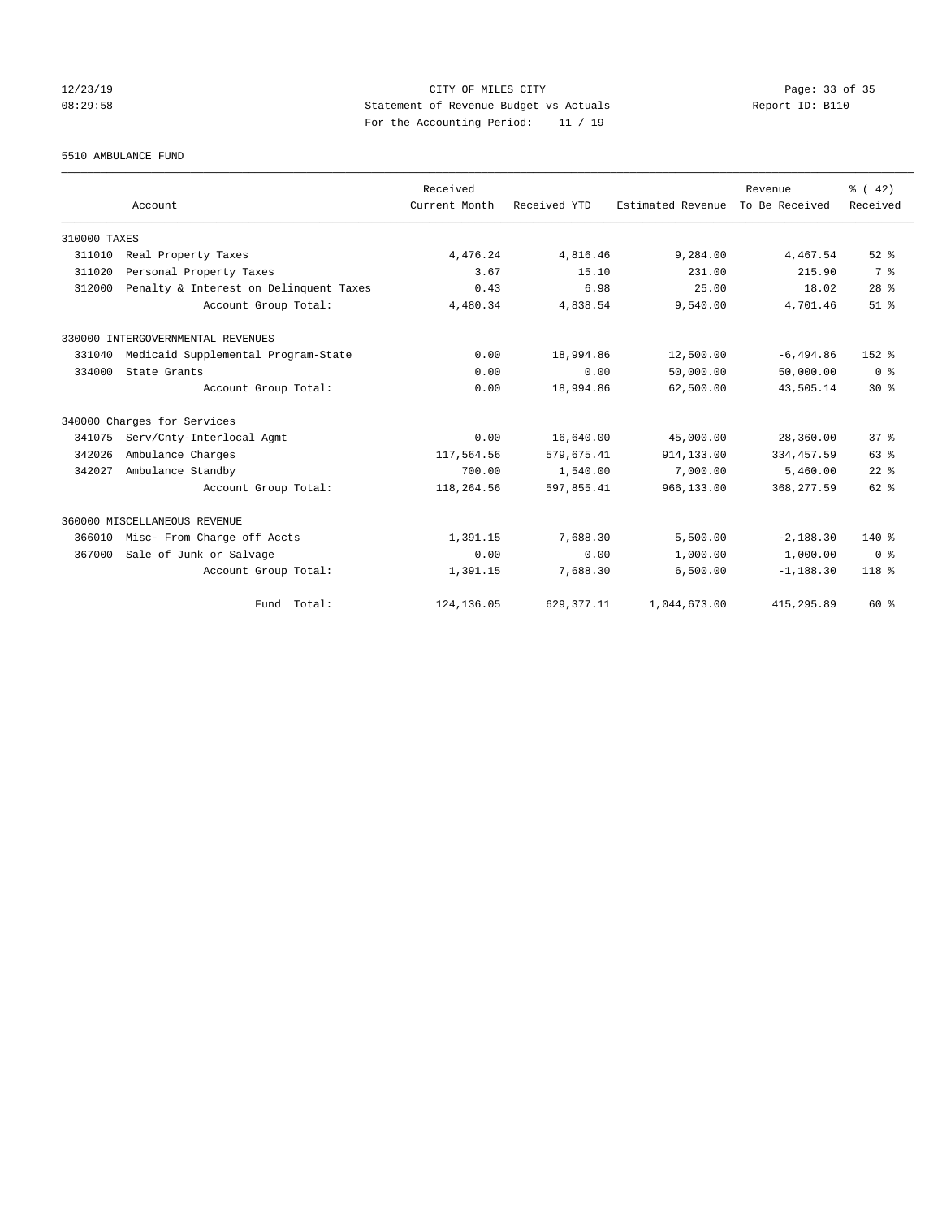CITY OF MILES CITY
Statement of Revenue Budget vs Actuals
For the Accounting Period: 11 / 19

12/23/19
08:29:58

Report ID: B110

5510 AMBULANCE FUND

| Account | Received Current Month | Received YTD | Estimated Revenue | Revenue To Be Received | % ( 42) Received |
|---|---|---|---|---|---|
| 310000 TAXES | | | | | |
| 311010 Real Property Taxes | 4,476.24 | 4,816.46 | 9,284.00 | 4,467.54 | 52 % |
| 311020 Personal Property Taxes | 3.67 | 15.10 | 231.00 | 215.90 | 7 % |
| 312000 Penalty & Interest on Delinquent Taxes | 0.43 | 6.98 | 25.00 | 18.02 | 28 % |
| Account Group Total: | 4,480.34 | 4,838.54 | 9,540.00 | 4,701.46 | 51 % |
| 330000 INTERGOVERNMENTAL REVENUES | | | | | |
| 331040 Medicaid Supplemental Program-State | 0.00 | 18,994.86 | 12,500.00 | -6,494.86 | 152 % |
| 334000 State Grants | 0.00 | 0.00 | 50,000.00 | 50,000.00 | 0 % |
| Account Group Total: | 0.00 | 18,994.86 | 62,500.00 | 43,505.14 | 30 % |
| 340000 Charges for Services | | | | | |
| 341075 Serv/Cnty-Interlocal Agmt | 0.00 | 16,640.00 | 45,000.00 | 28,360.00 | 37 % |
| 342026 Ambulance Charges | 117,564.56 | 579,675.41 | 914,133.00 | 334,457.59 | 63 % |
| 342027 Ambulance Standby | 700.00 | 1,540.00 | 7,000.00 | 5,460.00 | 22 % |
| Account Group Total: | 118,264.56 | 597,855.41 | 966,133.00 | 368,277.59 | 62 % |
| 360000 MISCELLANEOUS REVENUE | | | | | |
| 366010 Misc- From Charge off Accts | 1,391.15 | 7,688.30 | 5,500.00 | -2,188.30 | 140 % |
| 367000 Sale of Junk or Salvage | 0.00 | 0.00 | 1,000.00 | 1,000.00 | 0 % |
| Account Group Total: | 1,391.15 | 7,688.30 | 6,500.00 | -1,188.30 | 118 % |
| Fund Total: | 124,136.05 | 629,377.11 | 1,044,673.00 | 415,295.89 | 60 % |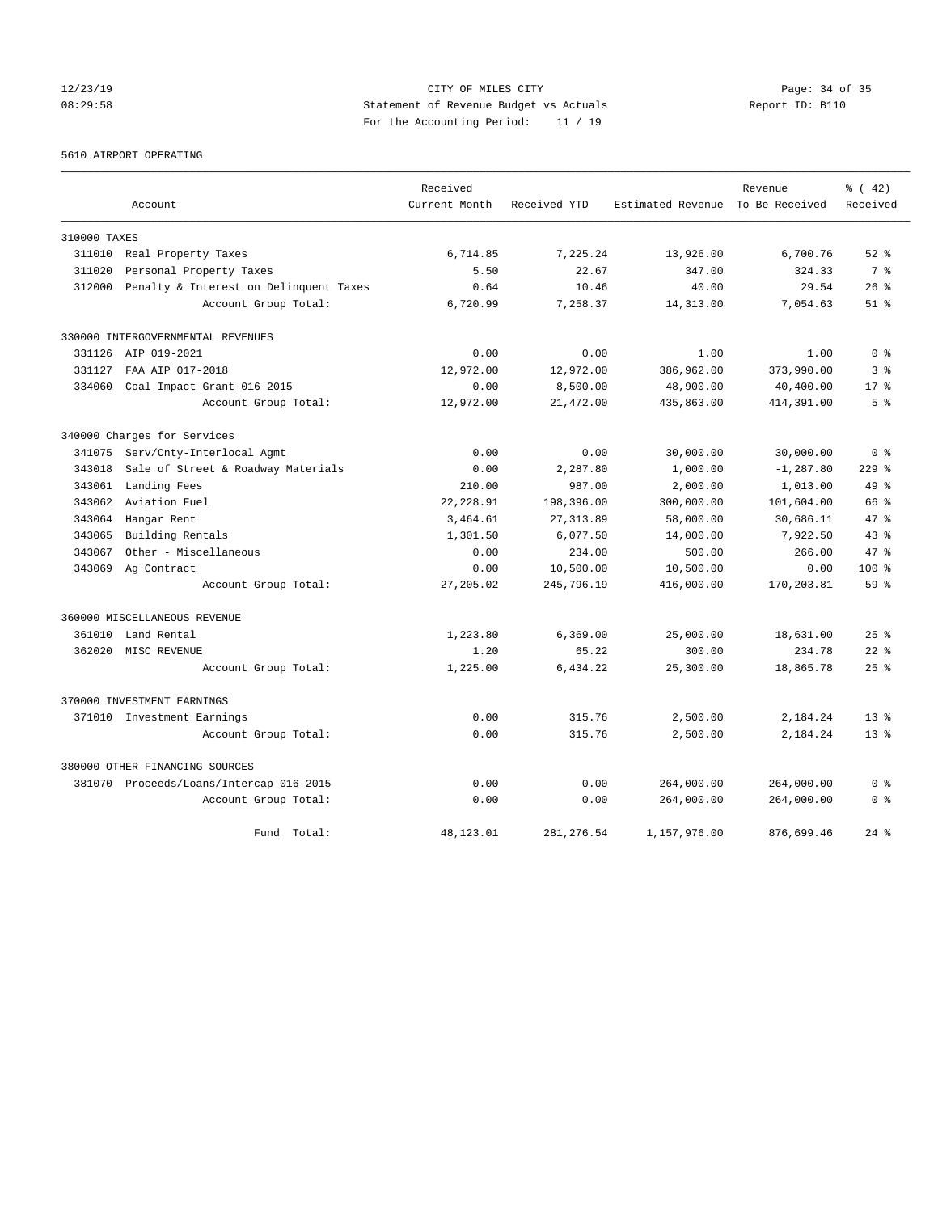CITY OF MILES CITY
Statement of Revenue Budget vs Actuals
For the Accounting Period: 11 / 19

12/23/19
08:29:58

Report ID: B110

5610 AIRPORT OPERATING

| Account | Received Current Month | Received YTD | Estimated Revenue | Revenue To Be Received | % ( 42) Received |
|---|---|---|---|---|---|
| **310000 TAXES** | | | | | |
| 311010 Real Property Taxes | 6,714.85 | 7,225.24 | 13,926.00 | 6,700.76 | 52 % |
| 311020 Personal Property Taxes | 5.50 | 22.67 | 347.00 | 324.33 | 7 % |
| 312000 Penalty & Interest on Delinquent Taxes | 0.64 | 10.46 | 40.00 | 29.54 | 26 % |
| Account Group Total: | 6,720.99 | 7,258.37 | 14,313.00 | 7,054.63 | 51 % |
| **330000 INTERGOVERNMENTAL REVENUES** | | | | | |
| 331126 AIP 019-2021 | 0.00 | 0.00 | 1.00 | 1.00 | 0 % |
| 331127 FAA AIP 017-2018 | 12,972.00 | 12,972.00 | 386,962.00 | 373,990.00 | 3 % |
| 334060 Coal Impact Grant-016-2015 | 0.00 | 8,500.00 | 48,900.00 | 40,400.00 | 17 % |
| Account Group Total: | 12,972.00 | 21,472.00 | 435,863.00 | 414,391.00 | 5 % |
| **340000 Charges for Services** | | | | | |
| 341075 Serv/Cnty-Interlocal Agmt | 0.00 | 0.00 | 30,000.00 | 30,000.00 | 0 % |
| 343018 Sale of Street & Roadway Materials | 0.00 | 2,287.80 | 1,000.00 | -1,287.80 | 229 % |
| 343061 Landing Fees | 210.00 | 987.00 | 2,000.00 | 1,013.00 | 49 % |
| 343062 Aviation Fuel | 22,228.91 | 198,396.00 | 300,000.00 | 101,604.00 | 66 % |
| 343064 Hangar Rent | 3,464.61 | 27,313.89 | 58,000.00 | 30,686.11 | 47 % |
| 343065 Building Rentals | 1,301.50 | 6,077.50 | 14,000.00 | 7,922.50 | 43 % |
| 343067 Other - Miscellaneous | 0.00 | 234.00 | 500.00 | 266.00 | 47 % |
| 343069 Ag Contract | 0.00 | 10,500.00 | 10,500.00 | 0.00 | 100 % |
| Account Group Total: | 27,205.02 | 245,796.19 | 416,000.00 | 170,203.81 | 59 % |
| **360000 MISCELLANEOUS REVENUE** | | | | | |
| 361010 Land Rental | 1,223.80 | 6,369.00 | 25,000.00 | 18,631.00 | 25 % |
| 362020 MISC REVENUE | 1.20 | 65.22 | 300.00 | 234.78 | 22 % |
| Account Group Total: | 1,225.00 | 6,434.22 | 25,300.00 | 18,865.78 | 25 % |
| **370000 INVESTMENT EARNINGS** | | | | | |
| 371010 Investment Earnings | 0.00 | 315.76 | 2,500.00 | 2,184.24 | 13 % |
| Account Group Total: | 0.00 | 315.76 | 2,500.00 | 2,184.24 | 13 % |
| **380000 OTHER FINANCING SOURCES** | | | | | |
| 381070 Proceeds/Loans/Intercap 016-2015 | 0.00 | 0.00 | 264,000.00 | 264,000.00 | 0 % |
| Account Group Total: | 0.00 | 0.00 | 264,000.00 | 264,000.00 | 0 % |
| Fund Total: | 48,123.01 | 281,276.54 | 1,157,976.00 | 876,699.46 | 24 % |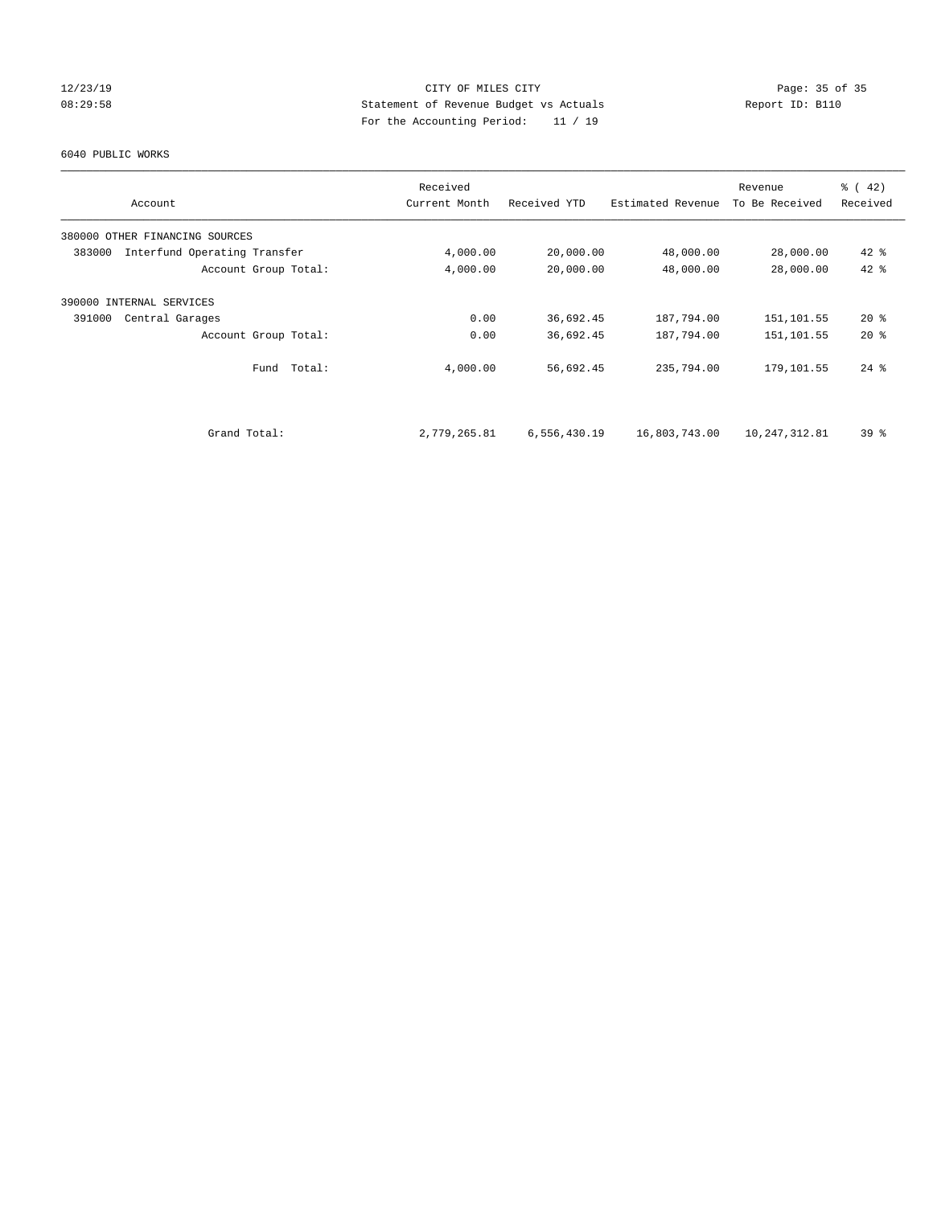CITY OF MILES CITY
Statement of Revenue Budget vs Actuals
For the Accounting Period: 11 / 19

12/23/19
08:29:58

Report ID: B110

6040 PUBLIC WORKS

| Account | Received Current Month | Received YTD | Estimated Revenue | Revenue To Be Received | % ( 42) Received |
|---|---|---|---|---|---|
| 380000 OTHER FINANCING SOURCES | | | | | |
| 383000 Interfund Operating Transfer | 4,000.00 | 20,000.00 | 48,000.00 | 28,000.00 | 42 % |
| Account Group Total: | 4,000.00 | 20,000.00 | 48,000.00 | 28,000.00 | 42 % |
| 390000 INTERNAL SERVICES | | | | | |
| 391000 Central Garages | 0.00 | 36,692.45 | 187,794.00 | 151,101.55 | 20 % |
| Account Group Total: | 0.00 | 36,692.45 | 187,794.00 | 151,101.55 | 20 % |
| Fund Total: | 4,000.00 | 56,692.45 | 235,794.00 | 179,101.55 | 24 % |
| Grand Total: | 2,779,265.81 | 6,556,430.19 | 16,803,743.00 | 10,247,312.81 | 39 % |